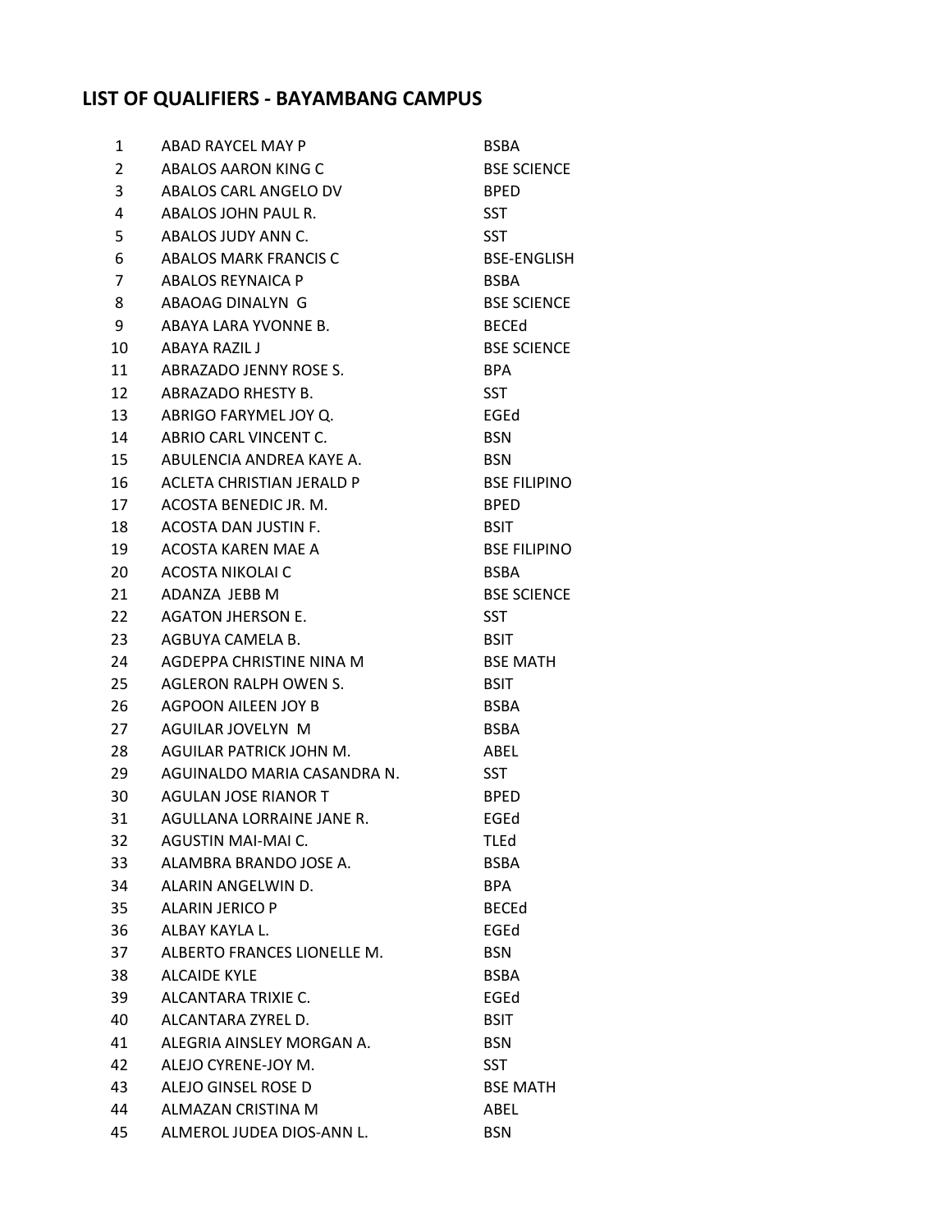# LIST OF QUALIFIERS - BAYAMBANG CAMPUS

| | | |
|---|---|---|
| 1 | ABAD RAYCEL MAY P | BSBA |
| 2 | ABALOS AARON KING C | BSE SCIENCE |
| 3 | ABALOS CARL ANGELO DV | BPED |
| 4 | ABALOS JOHN PAUL R. | SST |
| 5 | ABALOS JUDY ANN C. | SST |
| 6 | ABALOS MARK FRANCIS C | BSE-ENGLISH |
| 7 | ABALOS REYNAICA P | BSBA |
| 8 | ABAOAG DINALYN G | BSE SCIENCE |
| 9 | ABAYA LARA YVONNE B. | BECEd |
| 10 | ABAYA RAZIL J | BSE SCIENCE |
| 11 | ABRAZADO JENNY ROSE S. | BPA |
| 12 | ABRAZADO RHESTY B. | SST |
| 13 | ABRIGO FARYMEL JOY Q. | EGEd |
| 14 | ABRIO CARL VINCENT C. | BSN |
| 15 | ABULENCIA ANDREA KAYE A. | BSN |
| 16 | ACLETA CHRISTIAN JERALD P | BSE FILIPINO |
| 17 | ACOSTA BENEDIC JR. M. | BPED |
| 18 | ACOSTA DAN JUSTIN F. | BSIT |
| 19 | ACOSTA KAREN MAE A | BSE FILIPINO |
| 20 | ACOSTA NIKOLAI C | BSBA |
| 21 | ADANZA JEBB M | BSE SCIENCE |
| 22 | AGATON JHERSON E. | SST |
| 23 | AGBUYA CAMELA B. | BSIT |
| 24 | AGDEPPA CHRISTINE NINA M | BSE MATH |
| 25 | AGLERON RALPH OWEN S. | BSIT |
| 26 | AGPOON AILEEN JOY B | BSBA |
| 27 | AGUILAR JOVELYN M | BSBA |
| 28 | AGUILAR PATRICK JOHN M. | ABEL |
| 29 | AGUINALDO MARIA CASANDRA N. | SST |
| 30 | AGULAN JOSE RIANOR T | BPED |
| 31 | AGULLANA LORRAINE JANE R. | EGEd |
| 32 | AGUSTIN MAI-MAI C. | TLEd |
| 33 | ALAMBRA BRANDO JOSE A. | BSBA |
| 34 | ALARIN ANGELWIN D. | BPA |
| 35 | ALARIN JERICO P | BECEd |
| 36 | ALBAY KAYLA L. | EGEd |
| 37 | ALBERTO FRANCES LIONELLE M. | BSN |
| 38 | ALCAIDE KYLE | BSBA |
| 39 | ALCANTARA TRIXIE C. | EGEd |
| 40 | ALCANTARA ZYREL D. | BSIT |
| 41 | ALEGRIA AINSLEY MORGAN A. | BSN |
| 42 | ALEJO CYRENE-JOY M. | SST |
| 43 | ALEJO GINSEL ROSE D | BSE MATH |
| 44 | ALMAZAN CRISTINA M | ABEL |
| 45 | ALMEROL JUDEA DIOS-ANN L. | BSN |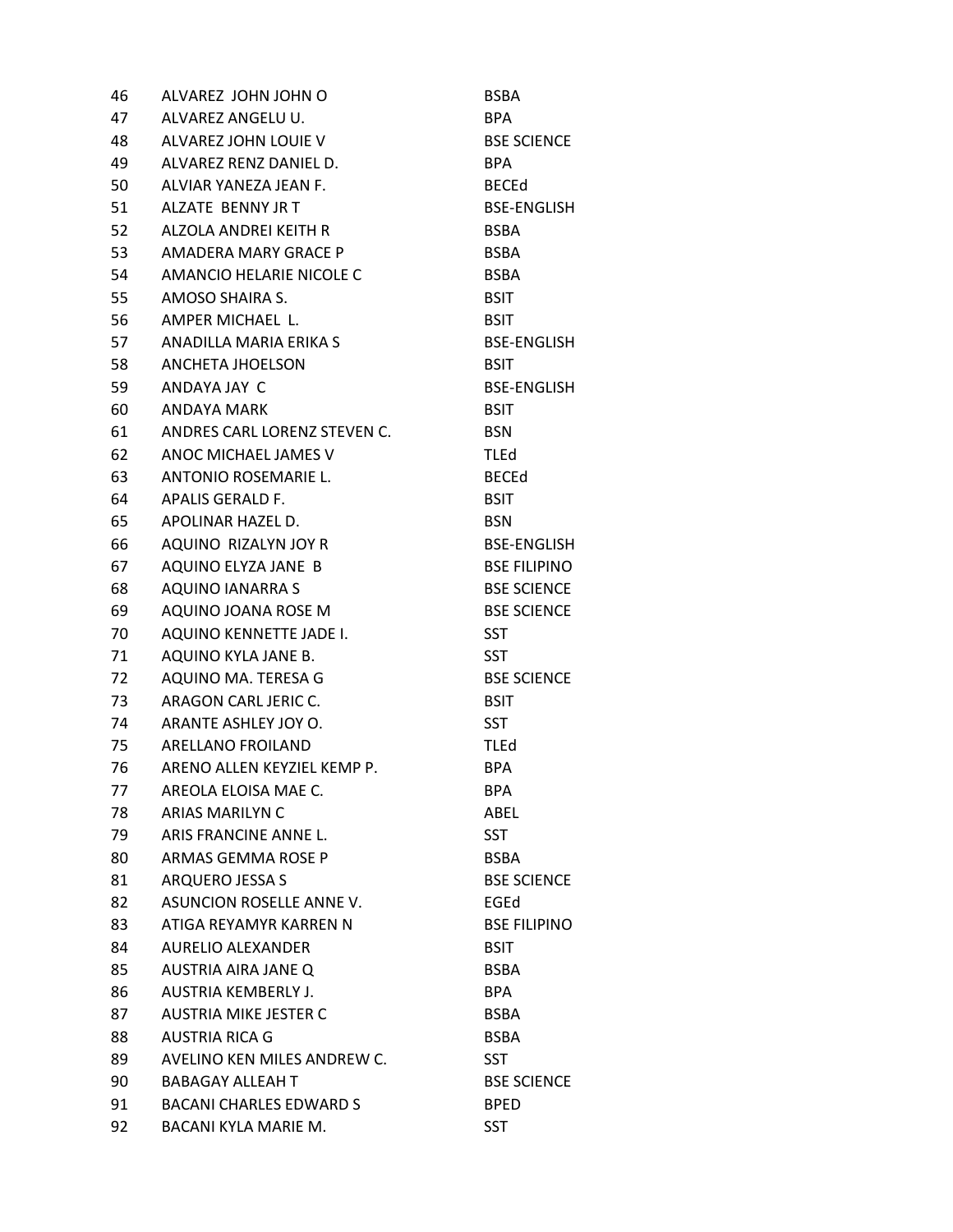| | | |
|---|---|---|
| 46 | ALVAREZ JOHN JOHN O | BSBA |
| 47 | ALVAREZ ANGELU U. | BPA |
| 48 | ALVAREZ JOHN LOUIE V | BSE SCIENCE |
| 49 | ALVAREZ RENZ DANIEL D. | BPA |
| 50 | ALVIAR YANEZA JEAN F. | BECEd |
| 51 | ALZATE BENNY JR T | BSE-ENGLISH |
| 52 | ALZOLA ANDREI KEITH R | BSBA |
| 53 | AMADERA MARY GRACE P | BSBA |
| 54 | AMANCIO HELARIE NICOLE C | BSBA |
| 55 | AMOSO SHAIRA S. | BSIT |
| 56 | AMPER MICHAEL L. | BSIT |
| 57 | ANADILLA MARIA ERIKA S | BSE-ENGLISH |
| 58 | ANCHETA JHOELSON | BSIT |
| 59 | ANDAYA JAY C | BSE-ENGLISH |
| 60 | ANDAYA MARK | BSIT |
| 61 | ANDRES CARL LORENZ STEVEN C. | BSN |
| 62 | ANOC MICHAEL JAMES V | TLEd |
| 63 | ANTONIO ROSEMARIE L. | BECEd |
| 64 | APALIS GERALD F. | BSIT |
| 65 | APOLINAR HAZEL D. | BSN |
| 66 | AQUINO RIZALYN JOY R | BSE-ENGLISH |
| 67 | AQUINO ELYZA JANE B | BSE FILIPINO |
| 68 | AQUINO IANARRA S | BSE SCIENCE |
| 69 | AQUINO JOANA ROSE M | BSE SCIENCE |
| 70 | AQUINO KENNETTE JADE I. | SST |
| 71 | AQUINO KYLA JANE B. | SST |
| 72 | AQUINO MA. TERESA G | BSE SCIENCE |
| 73 | ARAGON CARL JERIC C. | BSIT |
| 74 | ARANTE ASHLEY JOY O. | SST |
| 75 | ARELLANO FROILAND | TLEd |
| 76 | ARENO ALLEN KEYZIEL KEMP P. | BPA |
| 77 | AREOLA ELOISA MAE C. | BPA |
| 78 | ARIAS MARILYN C | ABEL |
| 79 | ARIS FRANCINE ANNE L. | SST |
| 80 | ARMAS GEMMA ROSE P | BSBA |
| 81 | ARQUERO JESSA S | BSE SCIENCE |
| 82 | ASUNCION ROSELLE ANNE V. | EGEd |
| 83 | ATIGA REYAMYR KARREN N | BSE FILIPINO |
| 84 | AURELIO ALEXANDER | BSIT |
| 85 | AUSTRIA AIRA JANE Q | BSBA |
| 86 | AUSTRIA KEMBERLY J. | BPA |
| 87 | AUSTRIA MIKE JESTER C | BSBA |
| 88 | AUSTRIA RICA G | BSBA |
| 89 | AVELINO KEN MILES ANDREW C. | SST |
| 90 | BABAGAY ALLEAH T | BSE SCIENCE |
| 91 | BACANI CHARLES EDWARD S | BPED |
| 92 | BACANI KYLA MARIE M. | SST |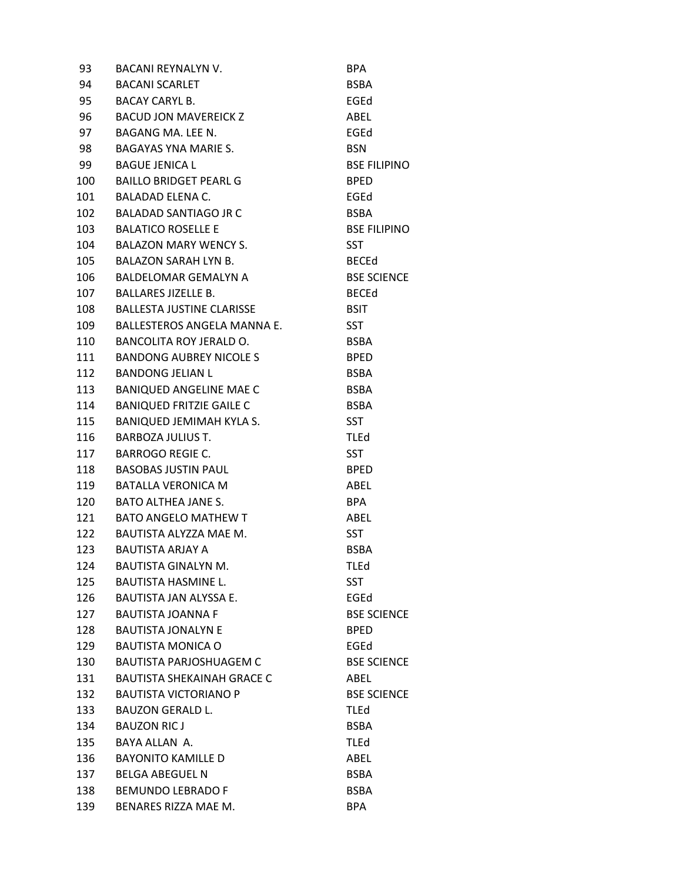| | | |
|---|---|---|
| 93 | BACANI REYNALYN V. | BPA |
| 94 | BACANI SCARLET | BSBA |
| 95 | BACAY CARYL B. | EGEd |
| 96 | BACUD JON MAVEREICK Z | ABEL |
| 97 | BAGANG MA. LEE N. | EGEd |
| 98 | BAGAYAS YNA MARIE S. | BSN |
| 99 | BAGUE JENICA L | BSE FILIPINO |
| 100 | BAILLO BRIDGET PEARL G | BPED |
| 101 | BALADAD ELENA C. | EGEd |
| 102 | BALADAD SANTIAGO JR C | BSBA |
| 103 | BALATICO ROSELLE E | BSE FILIPINO |
| 104 | BALAZON MARY WENCY S. | SST |
| 105 | BALAZON SARAH LYN B. | BECEd |
| 106 | BALDELOMAR GEMALYN A | BSE SCIENCE |
| 107 | BALLARES JIZELLE B. | BECEd |
| 108 | BALLESTA JUSTINE CLARISSE | BSIT |
| 109 | BALLESTEROS ANGELA MANNA E. | SST |
| 110 | BANCOLITA ROY JERALD O. | BSBA |
| 111 | BANDONG AUBREY NICOLE S | BPED |
| 112 | BANDONG JELIAN L | BSBA |
| 113 | BANIQUED ANGELINE MAE C | BSBA |
| 114 | BANIQUED FRITZIE GAILE C | BSBA |
| 115 | BANIQUED JEMIMAH KYLA S. | SST |
| 116 | BARBOZA JULIUS T. | TLEd |
| 117 | BARROGO REGIE C. | SST |
| 118 | BASOBAS JUSTIN PAUL | BPED |
| 119 | BATALLA VERONICA M | ABEL |
| 120 | BATO ALTHEA JANE S. | BPA |
| 121 | BATO ANGELO MATHEW T | ABEL |
| 122 | BAUTISTA ALYZZA MAE M. | SST |
| 123 | BAUTISTA ARJAY A | BSBA |
| 124 | BAUTISTA GINALYN M. | TLEd |
| 125 | BAUTISTA HASMINE L. | SST |
| 126 | BAUTISTA JAN ALYSSA E. | EGEd |
| 127 | BAUTISTA JOANNA F | BSE SCIENCE |
| 128 | BAUTISTA JONALYN E | BPED |
| 129 | BAUTISTA MONICA O | EGEd |
| 130 | BAUTISTA PARJOSHUAGEM C | BSE SCIENCE |
| 131 | BAUTISTA SHEKAINAH GRACE C | ABEL |
| 132 | BAUTISTA VICTORIANO P | BSE SCIENCE |
| 133 | BAUZON GERALD L. | TLEd |
| 134 | BAUZON RIC J | BSBA |
| 135 | BAYA ALLAN A. | TLEd |
| 136 | BAYONITO KAMILLE D | ABEL |
| 137 | BELGA ABEGUEL N | BSBA |
| 138 | BEMUNDO LEBRADO F | BSBA |
| 139 | BENARES RIZZA MAE M. | BPA |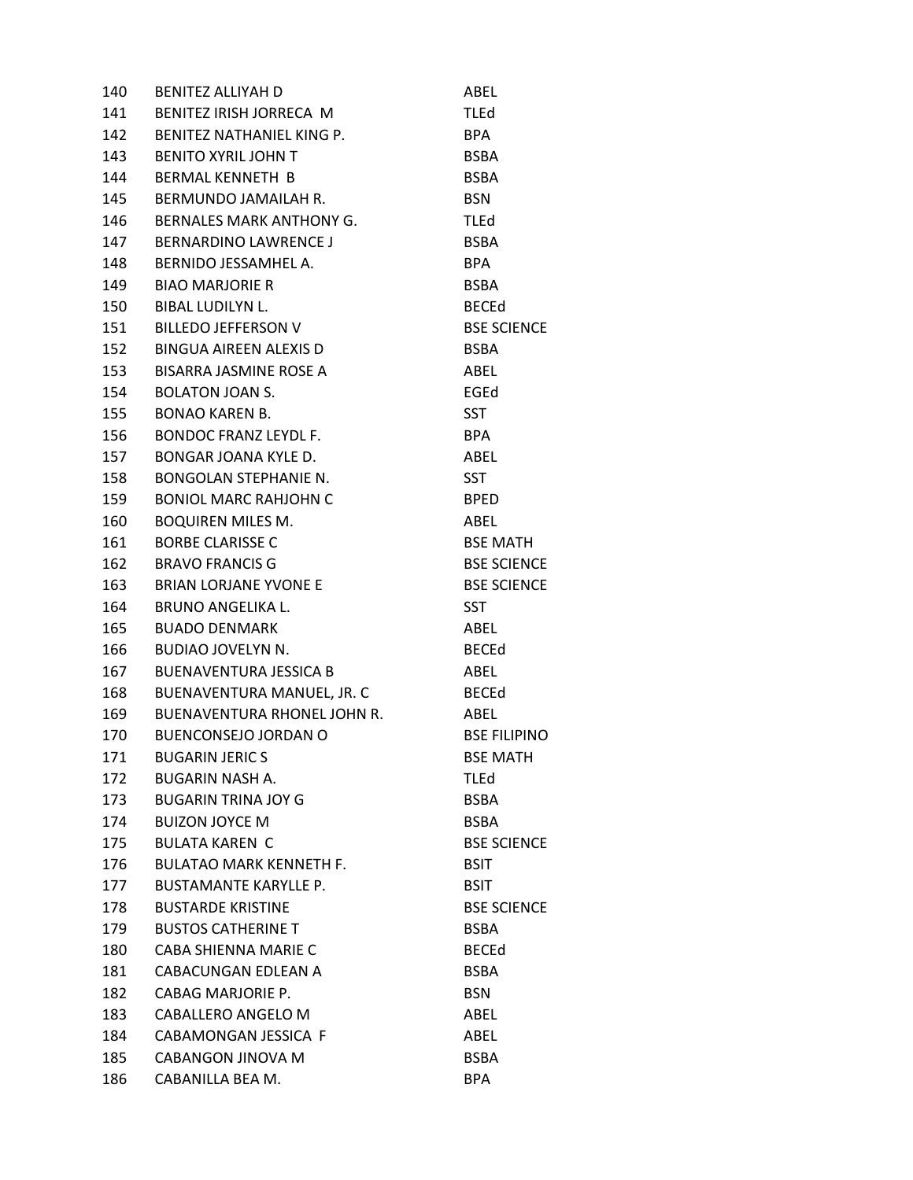| | | |
|---|---|---|
| 140 | BENITEZ ALLIYAH D | ABEL |
| 141 | BENITEZ IRISH JORRECA M | TLEd |
| 142 | BENITEZ NATHANIEL KING P. | BPA |
| 143 | BENITO XYRIL JOHN T | BSBA |
| 144 | BERMAL KENNETH B | BSBA |
| 145 | BERMUNDO JAMAILAH R. | BSN |
| 146 | BERNALES MARK ANTHONY G. | TLEd |
| 147 | BERNARDINO LAWRENCE J | BSBA |
| 148 | BERNIDO JESSAMHEL A. | BPA |
| 149 | BIAO MARJORIE R | BSBA |
| 150 | BIBAL LUDILYN L. | BECEd |
| 151 | BILLEDO JEFFERSON V | BSE SCIENCE |
| 152 | BINGUA AIREEN ALEXIS D | BSBA |
| 153 | BISARRA JASMINE ROSE A | ABEL |
| 154 | BOLATON JOAN S. | EGEd |
| 155 | BONAO KAREN B. | SST |
| 156 | BONDOC FRANZ LEYDL F. | BPA |
| 157 | BONGAR JOANA KYLE D. | ABEL |
| 158 | BONGOLAN STEPHANIE N. | SST |
| 159 | BONIOL MARC RAHJOHN C | BPED |
| 160 | BOQUIREN MILES M. | ABEL |
| 161 | BORBE CLARISSE C | BSE MATH |
| 162 | BRAVO FRANCIS G | BSE SCIENCE |
| 163 | BRIAN LORJANE YVONE E | BSE SCIENCE |
| 164 | BRUNO ANGELIKA L. | SST |
| 165 | BUADO DENMARK | ABEL |
| 166 | BUDIAO JOVELYN N. | BECEd |
| 167 | BUENAVENTURA JESSICA B | ABEL |
| 168 | BUENAVENTURA MANUEL, JR. C | BECEd |
| 169 | BUENAVENTURA RHONEL JOHN R. | ABEL |
| 170 | BUENCONSEJO JORDAN O | BSE FILIPINO |
| 171 | BUGARIN JERIC S | BSE MATH |
| 172 | BUGARIN NASH A. | TLEd |
| 173 | BUGARIN TRINA JOY G | BSBA |
| 174 | BUIZON JOYCE M | BSBA |
| 175 | BULATA KAREN C | BSE SCIENCE |
| 176 | BULATAO MARK KENNETH F. | BSIT |
| 177 | BUSTAMANTE KARYLLE P. | BSIT |
| 178 | BUSTARDE KRISTINE | BSE SCIENCE |
| 179 | BUSTOS CATHERINE T | BSBA |
| 180 | CABA SHIENNA MARIE C | BECEd |
| 181 | CABACUNGAN EDLEAN A | BSBA |
| 182 | CABAG MARJORIE P. | BSN |
| 183 | CABALLERO ANGELO M | ABEL |
| 184 | CABAMONGAN JESSICA F | ABEL |
| 185 | CABANGON JINOVA M | BSBA |
| 186 | CABANILLA BEA M. | BPA |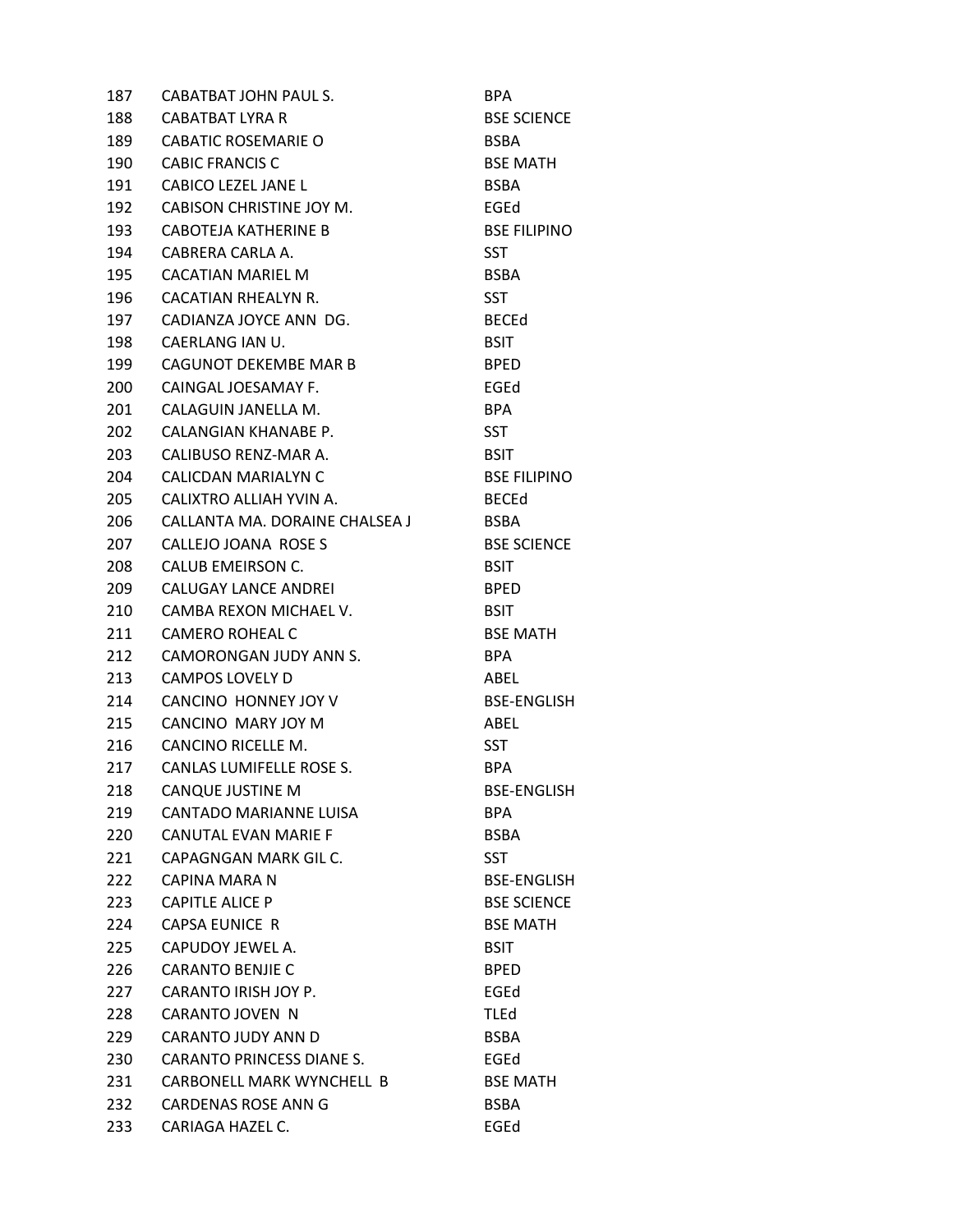| | | |
|---|---|---|
| 187 | CABATBAT JOHN PAUL S. | BPA |
| 188 | CABATBAT LYRA R | BSE SCIENCE |
| 189 | CABATIC ROSEMARIE O | BSBA |
| 190 | CABIC FRANCIS C | BSE MATH |
| 191 | CABICO LEZEL JANE L | BSBA |
| 192 | CABISON CHRISTINE JOY M. | EGEd |
| 193 | CABOTEJA KATHERINE B | BSE FILIPINO |
| 194 | CABRERA CARLA A. | SST |
| 195 | CACATIAN MARIEL M | BSBA |
| 196 | CACATIAN RHEALYN R. | SST |
| 197 | CADIANZA JOYCE ANN DG. | BECEd |
| 198 | CAERLANG IAN U. | BSIT |
| 199 | CAGUNOT DEKEMBE MAR B | BPED |
| 200 | CAINGAL JOESAMAY F. | EGEd |
| 201 | CALAGUIN JANELLA M. | BPA |
| 202 | CALANGIAN KHANABE P. | SST |
| 203 | CALIBUSO RENZ-MAR A. | BSIT |
| 204 | CALICDAN MARIALYN C | BSE FILIPINO |
| 205 | CALIXTRO ALLIAH YVIN A. | BECEd |
| 206 | CALLANTA MA. DORAINE CHALSEA J | BSBA |
| 207 | CALLEJO JOANA ROSE S | BSE SCIENCE |
| 208 | CALUB EMEIRSON C. | BSIT |
| 209 | CALUGAY LANCE ANDREI | BPED |
| 210 | CAMBA REXON MICHAEL V. | BSIT |
| 211 | CAMERO ROHEAL C | BSE MATH |
| 212 | CAMORONGAN JUDY ANN S. | BPA |
| 213 | CAMPOS LOVELY D | ABEL |
| 214 | CANCINO HONNEY JOY V | BSE-ENGLISH |
| 215 | CANCINO MARY JOY M | ABEL |
| 216 | CANCINO RICELLE M. | SST |
| 217 | CANLAS LUMIFELLE ROSE S. | BPA |
| 218 | CANQUE JUSTINE M | BSE-ENGLISH |
| 219 | CANTADO MARIANNE LUISA | BPA |
| 220 | CANUTAL EVAN MARIE F | BSBA |
| 221 | CAPAGNGAN MARK GIL C. | SST |
| 222 | CAPINA MARA N | BSE-ENGLISH |
| 223 | CAPITLE ALICE P | BSE SCIENCE |
| 224 | CAPSA EUNICE R | BSE MATH |
| 225 | CAPUDOY JEWEL A. | BSIT |
| 226 | CARANTO BENJIE C | BPED |
| 227 | CARANTO IRISH JOY P. | EGEd |
| 228 | CARANTO JOVEN N | TLEd |
| 229 | CARANTO JUDY ANN D | BSBA |
| 230 | CARANTO PRINCESS DIANE S. | EGEd |
| 231 | CARBONELL MARK WYNCHELL B | BSE MATH |
| 232 | CARDENAS ROSE ANN G | BSBA |
| 233 | CARIAGA HAZEL C. | EGEd |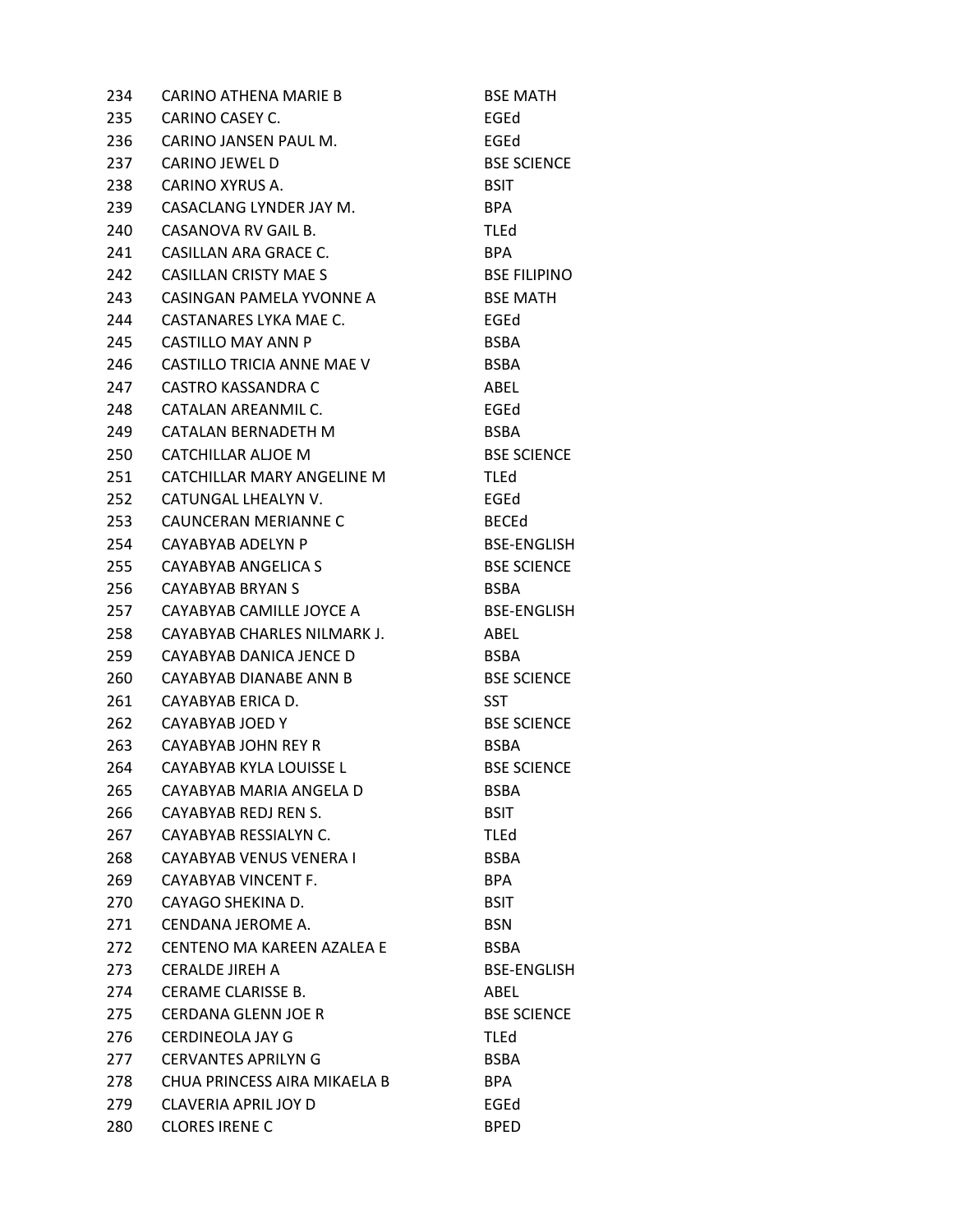| | | |
|---|---|---|
| 234 | CARINO ATHENA MARIE B | BSE MATH |
| 235 | CARINO CASEY C. | EGEd |
| 236 | CARINO JANSEN PAUL M. | EGEd |
| 237 | CARINO JEWEL D | BSE SCIENCE |
| 238 | CARINO XYRUS A. | BSIT |
| 239 | CASACLANG LYNDER JAY M. | BPA |
| 240 | CASANOVA RV GAIL B. | TLEd |
| 241 | CASILLAN ARA GRACE C. | BPA |
| 242 | CASILLAN CRISTY MAE S | BSE FILIPINO |
| 243 | CASINGAN PAMELA YVONNE A | BSE MATH |
| 244 | CASTANARES LYKA MAE C. | EGEd |
| 245 | CASTILLO MAY ANN P | BSBA |
| 246 | CASTILLO TRICIA ANNE MAE V | BSBA |
| 247 | CASTRO KASSANDRA C | ABEL |
| 248 | CATALAN AREANMIL C. | EGEd |
| 249 | CATALAN BERNADETH M | BSBA |
| 250 | CATCHILLAR ALJOE M | BSE SCIENCE |
| 251 | CATCHILLAR MARY ANGELINE M | TLEd |
| 252 | CATUNGAL LHEALYN V. | EGEd |
| 253 | CAUNCERAN MERIANNE C | BECEd |
| 254 | CAYABYAB ADELYN P | BSE-ENGLISH |
| 255 | CAYABYAB ANGELICA S | BSE SCIENCE |
| 256 | CAYABYAB BRYAN S | BSBA |
| 257 | CAYABYAB CAMILLE JOYCE A | BSE-ENGLISH |
| 258 | CAYABYAB CHARLES NILMARK J. | ABEL |
| 259 | CAYABYAB DANICA JENCE D | BSBA |
| 260 | CAYABYAB DIANABE ANN B | BSE SCIENCE |
| 261 | CAYABYAB ERICA D. | SST |
| 262 | CAYABYAB JOED Y | BSE SCIENCE |
| 263 | CAYABYAB JOHN REY R | BSBA |
| 264 | CAYABYAB KYLA LOUISSE L | BSE SCIENCE |
| 265 | CAYABYAB MARIA ANGELA D | BSBA |
| 266 | CAYABYAB REDJ REN S. | BSIT |
| 267 | CAYABYAB RESSIALYN C. | TLEd |
| 268 | CAYABYAB VENUS VENERA I | BSBA |
| 269 | CAYABYAB VINCENT F. | BPA |
| 270 | CAYAGO SHEKINA D. | BSIT |
| 271 | CENDANA JEROME A. | BSN |
| 272 | CENTENO MA KAREEN AZALEA E | BSBA |
| 273 | CERALDE JIREH A | BSE-ENGLISH |
| 274 | CERAME CLARISSE B. | ABEL |
| 275 | CERDANA GLENN JOE R | BSE SCIENCE |
| 276 | CERDINEOLA JAY G | TLEd |
| 277 | CERVANTES APRILYN G | BSBA |
| 278 | CHUA PRINCESS AIRA MIKAELA B | BPA |
| 279 | CLAVERIA APRIL JOY D | EGEd |
| 280 | CLORES IRENE C | BPED |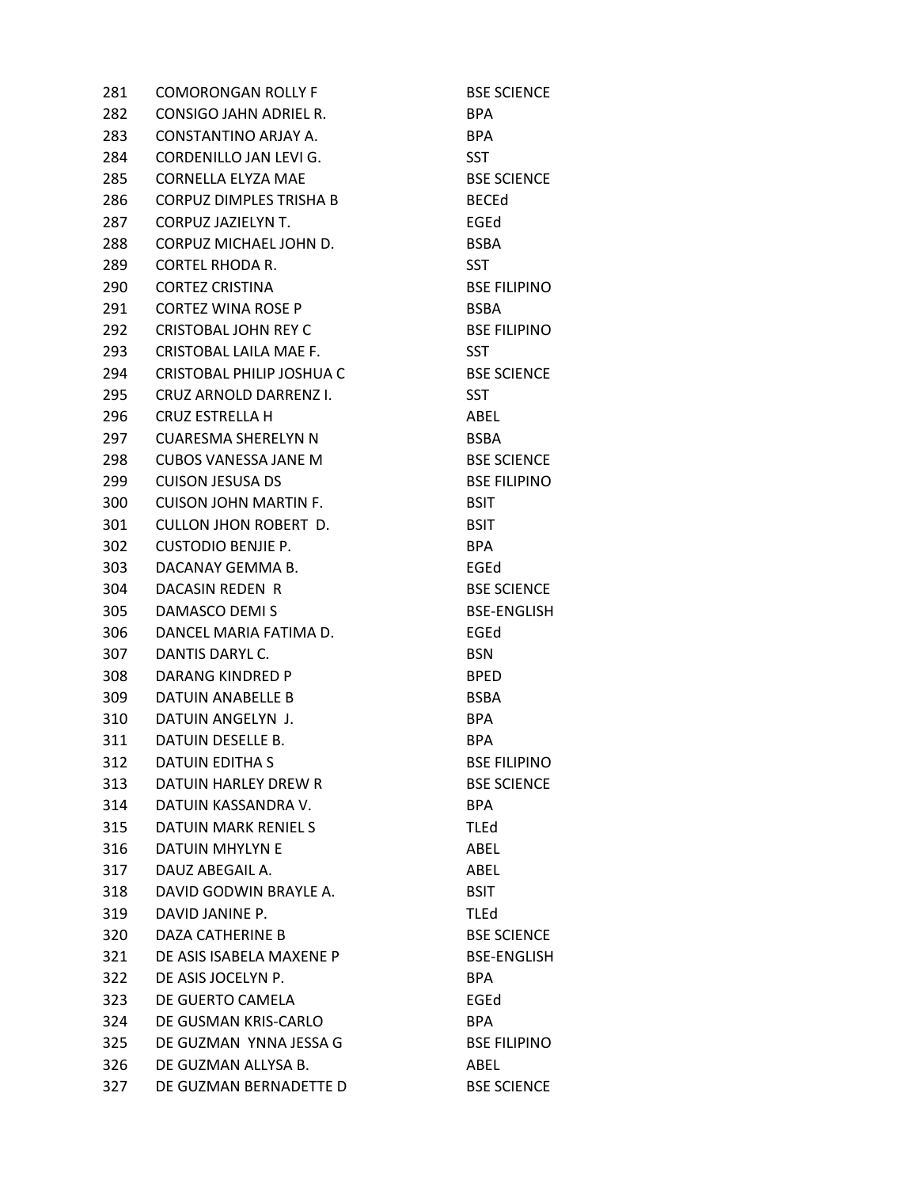| | | |
|---|---|---|
| 281 | COMORONGAN ROLLY F | BSE SCIENCE |
| 282 | CONSIGO JAHN ADRIEL R. | BPA |
| 283 | CONSTANTINO ARJAY A. | BPA |
| 284 | CORDENILLO JAN LEVI G. | SST |
| 285 | CORNELLA ELYZA MAE | BSE SCIENCE |
| 286 | CORPUZ DIMPLES TRISHA B | BECEd |
| 287 | CORPUZ JAZIELYN T. | EGEd |
| 288 | CORPUZ MICHAEL JOHN D. | BSBA |
| 289 | CORTEL RHODA R. | SST |
| 290 | CORTEZ CRISTINA | BSE FILIPINO |
| 291 | CORTEZ WINA ROSE P | BSBA |
| 292 | CRISTOBAL JOHN REY C | BSE FILIPINO |
| 293 | CRISTOBAL LAILA MAE F. | SST |
| 294 | CRISTOBAL PHILIP JOSHUA C | BSE SCIENCE |
| 295 | CRUZ ARNOLD DARRENZ I. | SST |
| 296 | CRUZ ESTRELLA H | ABEL |
| 297 | CUARESMA SHERELYN N | BSBA |
| 298 | CUBOS VANESSA JANE M | BSE SCIENCE |
| 299 | CUISON JESUSA DS | BSE FILIPINO |
| 300 | CUISON JOHN MARTIN F. | BSIT |
| 301 | CULLON JHON ROBERT D. | BSIT |
| 302 | CUSTODIO BENJIE P. | BPA |
| 303 | DACANAY GEMMA B. | EGEd |
| 304 | DACASIN REDEN R | BSE SCIENCE |
| 305 | DAMASCO DEMI S | BSE-ENGLISH |
| 306 | DANCEL MARIA FATIMA D. | EGEd |
| 307 | DANTIS DARYL C. | BSN |
| 308 | DARANG KINDRED P | BPED |
| 309 | DATUIN ANABELLE B | BSBA |
| 310 | DATUIN ANGELYN J. | BPA |
| 311 | DATUIN DESELLE B. | BPA |
| 312 | DATUIN EDITHA S | BSE FILIPINO |
| 313 | DATUIN HARLEY DREW R | BSE SCIENCE |
| 314 | DATUIN KASSANDRA V. | BPA |
| 315 | DATUIN MARK RENIEL S | TLEd |
| 316 | DATUIN MHYLYN E | ABEL |
| 317 | DAUZ ABEGAIL A. | ABEL |
| 318 | DAVID GODWIN BRAYLE A. | BSIT |
| 319 | DAVID JANINE P. | TLEd |
| 320 | DAZA CATHERINE B | BSE SCIENCE |
| 321 | DE ASIS ISABELA MAXENE P | BSE-ENGLISH |
| 322 | DE ASIS JOCELYN P. | BPA |
| 323 | DE GUERTO CAMELA | EGEd |
| 324 | DE GUSMAN KRIS-CARLO | BPA |
| 325 | DE GUZMAN YNNA JESSA G | BSE FILIPINO |
| 326 | DE GUZMAN ALLYSA B. | ABEL |
| 327 | DE GUZMAN BERNADETTE D | BSE SCIENCE |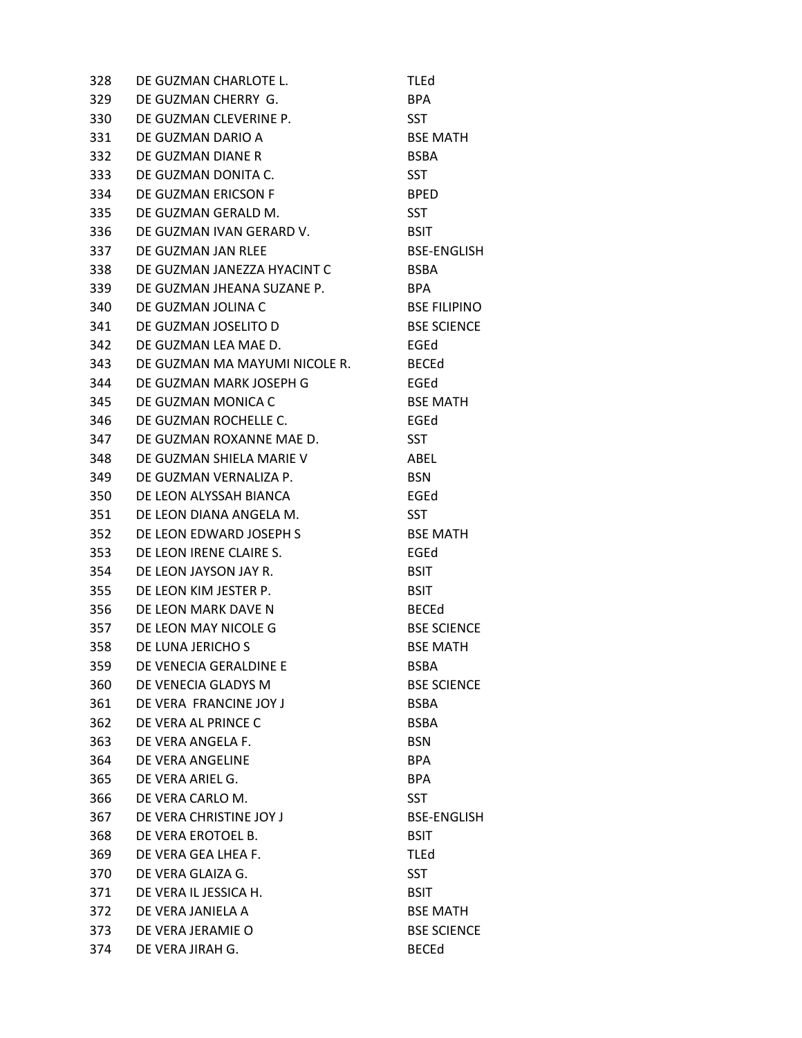| | | |
|---|---|---|
| 328 | DE GUZMAN CHARLOTE L. | TLEd |
| 329 | DE GUZMAN CHERRY G. | BPA |
| 330 | DE GUZMAN CLEVERINE P. | SST |
| 331 | DE GUZMAN DARIO A | BSE MATH |
| 332 | DE GUZMAN DIANE R | BSBA |
| 333 | DE GUZMAN DONITA C. | SST |
| 334 | DE GUZMAN ERICSON F | BPED |
| 335 | DE GUZMAN GERALD M. | SST |
| 336 | DE GUZMAN IVAN GERARD V. | BSIT |
| 337 | DE GUZMAN JAN RLEE | BSE-ENGLISH |
| 338 | DE GUZMAN JANEZZA HYACINT C | BSBA |
| 339 | DE GUZMAN JHEANA SUZANE P. | BPA |
| 340 | DE GUZMAN JOLINA C | BSE FILIPINO |
| 341 | DE GUZMAN JOSELITO D | BSE SCIENCE |
| 342 | DE GUZMAN LEA MAE D. | EGEd |
| 343 | DE GUZMAN MA MAYUMI NICOLE R. | BECEd |
| 344 | DE GUZMAN MARK JOSEPH G | EGEd |
| 345 | DE GUZMAN MONICA C | BSE MATH |
| 346 | DE GUZMAN ROCHELLE C. | EGEd |
| 347 | DE GUZMAN ROXANNE MAE D. | SST |
| 348 | DE GUZMAN SHIELA MARIE V | ABEL |
| 349 | DE GUZMAN VERNALIZA P. | BSN |
| 350 | DE LEON ALYSSAH BIANCA | EGEd |
| 351 | DE LEON DIANA ANGELA M. | SST |
| 352 | DE LEON EDWARD JOSEPH S | BSE MATH |
| 353 | DE LEON IRENE CLAIRE S. | EGEd |
| 354 | DE LEON JAYSON JAY R. | BSIT |
| 355 | DE LEON KIM JESTER P. | BSIT |
| 356 | DE LEON MARK DAVE N | BECEd |
| 357 | DE LEON MAY NICOLE G | BSE SCIENCE |
| 358 | DE LUNA JERICHO S | BSE MATH |
| 359 | DE VENECIA GERALDINE E | BSBA |
| 360 | DE VENECIA GLADYS M | BSE SCIENCE |
| 361 | DE VERA FRANCINE JOY J | BSBA |
| 362 | DE VERA AL PRINCE C | BSBA |
| 363 | DE VERA ANGELA F. | BSN |
| 364 | DE VERA ANGELINE | BPA |
| 365 | DE VERA ARIEL G. | BPA |
| 366 | DE VERA CARLO M. | SST |
| 367 | DE VERA CHRISTINE JOY J | BSE-ENGLISH |
| 368 | DE VERA EROTOEL B. | BSIT |
| 369 | DE VERA GEA LHEA F. | TLEd |
| 370 | DE VERA GLAIZA G. | SST |
| 371 | DE VERA IL JESSICA H. | BSIT |
| 372 | DE VERA JANIELA A | BSE MATH |
| 373 | DE VERA JERAMIE O | BSE SCIENCE |
| 374 | DE VERA JIRAH G. | BECEd |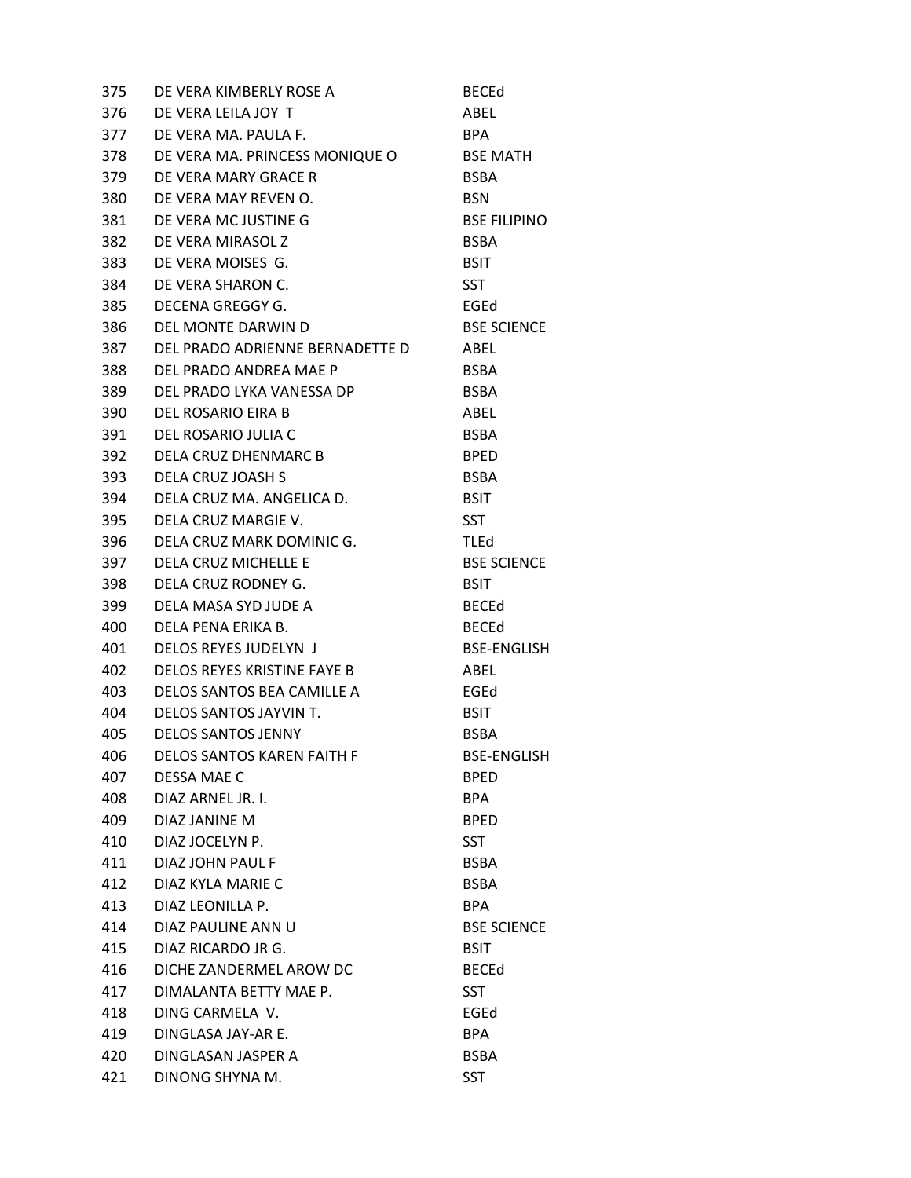| | | |
|---|---|---|
| 375 | DE VERA KIMBERLY ROSE A | BECEd |
| 376 | DE VERA LEILA JOY T | ABEL |
| 377 | DE VERA MA. PAULA F. | BPA |
| 378 | DE VERA MA. PRINCESS MONIQUE O | BSE MATH |
| 379 | DE VERA MARY GRACE R | BSBA |
| 380 | DE VERA MAY REVEN O. | BSN |
| 381 | DE VERA MC JUSTINE G | BSE FILIPINO |
| 382 | DE VERA MIRASOL Z | BSBA |
| 383 | DE VERA MOISES G. | BSIT |
| 384 | DE VERA SHARON C. | SST |
| 385 | DECENA GREGGY G. | EGEd |
| 386 | DEL MONTE DARWIN D | BSE SCIENCE |
| 387 | DEL PRADO ADRIENNE BERNADETTE D | ABEL |
| 388 | DEL PRADO ANDREA MAE P | BSBA |
| 389 | DEL PRADO LYKA VANESSA DP | BSBA |
| 390 | DEL ROSARIO EIRA B | ABEL |
| 391 | DEL ROSARIO JULIA C | BSBA |
| 392 | DELA CRUZ DHENMARC B | BPED |
| 393 | DELA CRUZ JOASH S | BSBA |
| 394 | DELA CRUZ MA. ANGELICA D. | BSIT |
| 395 | DELA CRUZ MARGIE V. | SST |
| 396 | DELA CRUZ MARK DOMINIC G. | TLEd |
| 397 | DELA CRUZ MICHELLE E | BSE SCIENCE |
| 398 | DELA CRUZ RODNEY G. | BSIT |
| 399 | DELA MASA SYD JUDE A | BECEd |
| 400 | DELA PENA ERIKA B. | BECEd |
| 401 | DELOS REYES JUDELYN J | BSE-ENGLISH |
| 402 | DELOS REYES KRISTINE FAYE B | ABEL |
| 403 | DELOS SANTOS BEA CAMILLE A | EGEd |
| 404 | DELOS SANTOS JAYVIN T. | BSIT |
| 405 | DELOS SANTOS JENNY | BSBA |
| 406 | DELOS SANTOS KAREN FAITH F | BSE-ENGLISH |
| 407 | DESSA MAE C | BPED |
| 408 | DIAZ ARNEL JR. I. | BPA |
| 409 | DIAZ JANINE M | BPED |
| 410 | DIAZ JOCELYN P. | SST |
| 411 | DIAZ JOHN PAUL F | BSBA |
| 412 | DIAZ KYLA MARIE C | BSBA |
| 413 | DIAZ LEONILLA P. | BPA |
| 414 | DIAZ PAULINE ANN U | BSE SCIENCE |
| 415 | DIAZ RICARDO JR G. | BSIT |
| 416 | DICHE ZANDERMEL AROW DC | BECEd |
| 417 | DIMALANTA BETTY MAE P. | SST |
| 418 | DING CARMELA V. | EGEd |
| 419 | DINGLASA JAY-AR E. | BPA |
| 420 | DINGLASAN JASPER A | BSBA |
| 421 | DINONG SHYNA M. | SST |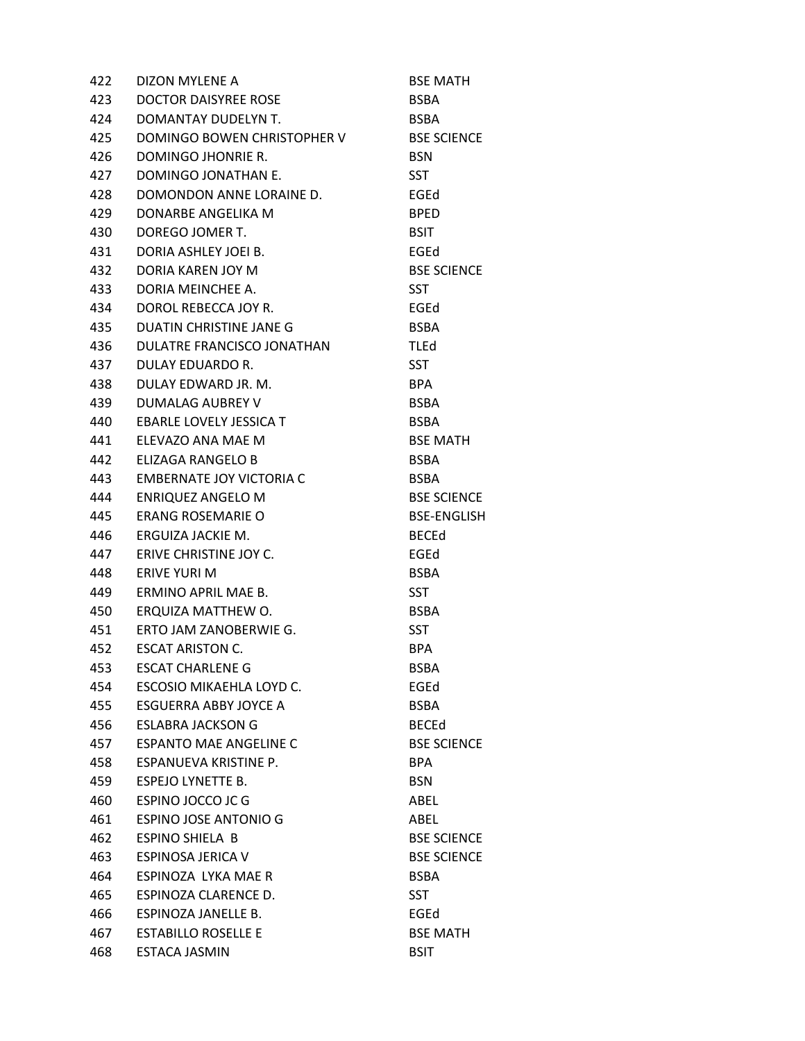| | | |
|---|---|---|
| 422 | DIZON MYLENE A | BSE MATH |
| 423 | DOCTOR DAISYREE ROSE | BSBA |
| 424 | DOMANTAY DUDELYN T. | BSBA |
| 425 | DOMINGO BOWEN CHRISTOPHER V | BSE SCIENCE |
| 426 | DOMINGO JHONRIE R. | BSN |
| 427 | DOMINGO JONATHAN E. | SST |
| 428 | DOMONDON ANNE LORAINE D. | EGEd |
| 429 | DONARBE ANGELIKA M | BPED |
| 430 | DOREGO JOMER T. | BSIT |
| 431 | DORIA ASHLEY JOEI B. | EGEd |
| 432 | DORIA KAREN JOY M | BSE SCIENCE |
| 433 | DORIA MEINCHEE A. | SST |
| 434 | DOROL REBECCA JOY R. | EGEd |
| 435 | DUATIN CHRISTINE JANE G | BSBA |
| 436 | DULATRE FRANCISCO JONATHAN | TLEd |
| 437 | DULAY EDUARDO R. | SST |
| 438 | DULAY EDWARD JR. M. | BPA |
| 439 | DUMALAG AUBREY V | BSBA |
| 440 | EBARLE LOVELY JESSICA T | BSBA |
| 441 | ELEVAZO ANA MAE M | BSE MATH |
| 442 | ELIZAGA RANGELO B | BSBA |
| 443 | EMBERNATE JOY VICTORIA C | BSBA |
| 444 | ENRIQUEZ ANGELO M | BSE SCIENCE |
| 445 | ERANG ROSEMARIE O | BSE-ENGLISH |
| 446 | ERGUIZA JACKIE M. | BECEd |
| 447 | ERIVE CHRISTINE JOY C. | EGEd |
| 448 | ERIVE YURI M | BSBA |
| 449 | ERMINO APRIL MAE B. | SST |
| 450 | ERQUIZA MATTHEW O. | BSBA |
| 451 | ERTO JAM ZANOBERWIE G. | SST |
| 452 | ESCAT ARISTON C. | BPA |
| 453 | ESCAT CHARLENE G | BSBA |
| 454 | ESCOSIO MIKAEHLA LOYD C. | EGEd |
| 455 | ESGUERRA ABBY JOYCE A | BSBA |
| 456 | ESLABRA JACKSON G | BECEd |
| 457 | ESPANTO MAE ANGELINE C | BSE SCIENCE |
| 458 | ESPANUEVA KRISTINE P. | BPA |
| 459 | ESPEJO LYNETTE B. | BSN |
| 460 | ESPINO JOCCO JC G | ABEL |
| 461 | ESPINO JOSE ANTONIO G | ABEL |
| 462 | ESPINO SHIELA B | BSE SCIENCE |
| 463 | ESPINOSA JERICA V | BSE SCIENCE |
| 464 | ESPINOZA LYKA MAE R | BSBA |
| 465 | ESPINOZA CLARENCE D. | SST |
| 466 | ESPINOZA JANELLE B. | EGEd |
| 467 | ESTABILLO ROSELLE E | BSE MATH |
| 468 | ESTACA JASMIN | BSIT |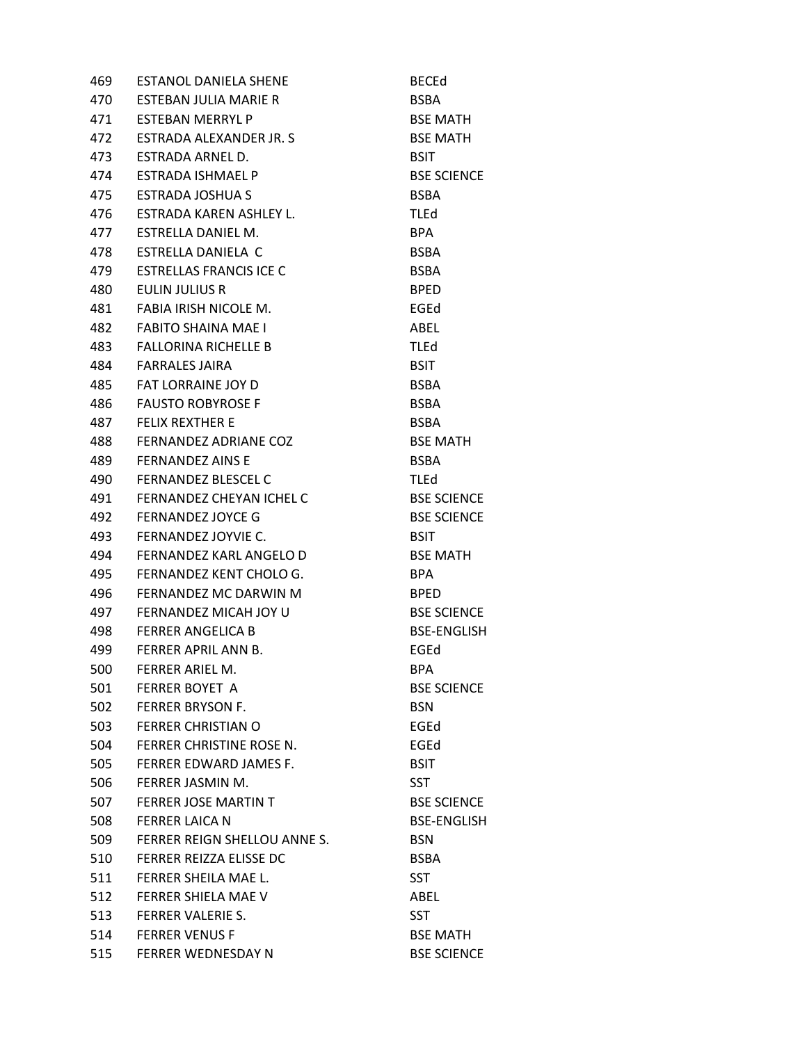| | | |
|---|---|---|
| 469 | ESTANOL DANIELA SHENE | BECEd |
| 470 | ESTEBAN JULIA MARIE R | BSBA |
| 471 | ESTEBAN MERRYL P | BSE MATH |
| 472 | ESTRADA ALEXANDER JR. S | BSE MATH |
| 473 | ESTRADA ARNEL D. | BSIT |
| 474 | ESTRADA ISHMAEL P | BSE SCIENCE |
| 475 | ESTRADA JOSHUA S | BSBA |
| 476 | ESTRADA KAREN ASHLEY L. | TLEd |
| 477 | ESTRELLA DANIEL M. | BPA |
| 478 | ESTRELLA DANIELA C | BSBA |
| 479 | ESTRELLAS FRANCIS ICE C | BSBA |
| 480 | EULIN JULIUS R | BPED |
| 481 | FABIA IRISH NICOLE M. | EGEd |
| 482 | FABITO SHAINA MAE I | ABEL |
| 483 | FALLORINA RICHELLE B | TLEd |
| 484 | FARRALES JAIRA | BSIT |
| 485 | FAT LORRAINE JOY D | BSBA |
| 486 | FAUSTO ROBYROSE F | BSBA |
| 487 | FELIX REXTHER E | BSBA |
| 488 | FERNANDEZ ADRIANE COZ | BSE MATH |
| 489 | FERNANDEZ AINS E | BSBA |
| 490 | FERNANDEZ BLESCEL C | TLEd |
| 491 | FERNANDEZ CHEYAN ICHEL C | BSE SCIENCE |
| 492 | FERNANDEZ JOYCE G | BSE SCIENCE |
| 493 | FERNANDEZ JOYVIE C. | BSIT |
| 494 | FERNANDEZ KARL ANGELO D | BSE MATH |
| 495 | FERNANDEZ KENT CHOLO G. | BPA |
| 496 | FERNANDEZ MC DARWIN M | BPED |
| 497 | FERNANDEZ MICAH JOY U | BSE SCIENCE |
| 498 | FERRER ANGELICA B | BSE-ENGLISH |
| 499 | FERRER APRIL ANN B. | EGEd |
| 500 | FERRER ARIEL M. | BPA |
| 501 | FERRER BOYET A | BSE SCIENCE |
| 502 | FERRER BRYSON F. | BSN |
| 503 | FERRER CHRISTIAN O | EGEd |
| 504 | FERRER CHRISTINE ROSE N. | EGEd |
| 505 | FERRER EDWARD JAMES F. | BSIT |
| 506 | FERRER JASMIN M. | SST |
| 507 | FERRER JOSE MARTIN T | BSE SCIENCE |
| 508 | FERRER LAICA N | BSE-ENGLISH |
| 509 | FERRER REIGN SHELLOU ANNE S. | BSN |
| 510 | FERRER REIZZA ELISSE DC | BSBA |
| 511 | FERRER SHEILA MAE L. | SST |
| 512 | FERRER SHIELA MAE V | ABEL |
| 513 | FERRER VALERIE S. | SST |
| 514 | FERRER VENUS F | BSE MATH |
| 515 | FERRER WEDNESDAY N | BSE SCIENCE |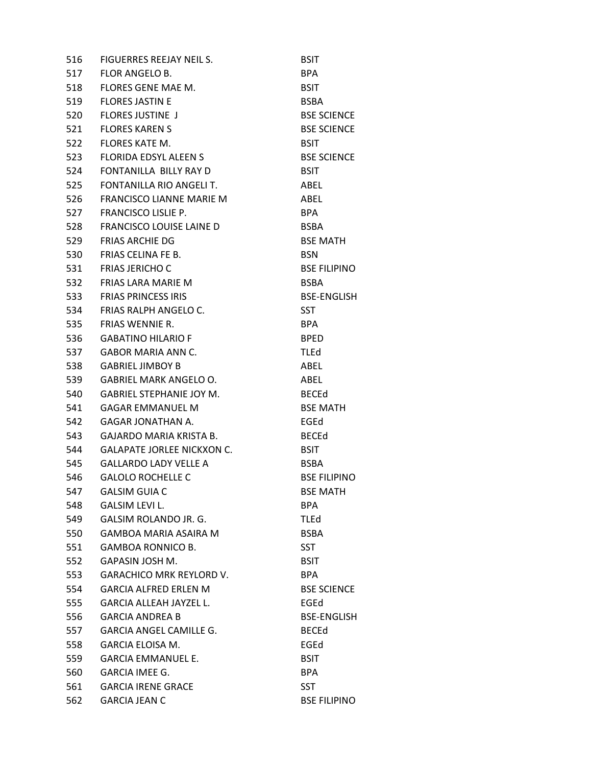| | | |
|---|---|---|
| 516 | FIGUERRES REEJAY NEIL S. | BSIT |
| 517 | FLOR ANGELO B. | BPA |
| 518 | FLORES GENE MAE M. | BSIT |
| 519 | FLORES JASTIN E | BSBA |
| 520 | FLORES JUSTINE J | BSE SCIENCE |
| 521 | FLORES KAREN S | BSE SCIENCE |
| 522 | FLORES KATE M. | BSIT |
| 523 | FLORIDA EDSYL ALEEN S | BSE SCIENCE |
| 524 | FONTANILLA BILLY RAY D | BSIT |
| 525 | FONTANILLA RIO ANGELI T. | ABEL |
| 526 | FRANCISCO LIANNE MARIE M | ABEL |
| 527 | FRANCISCO LISLIE P. | BPA |
| 528 | FRANCISCO LOUISE LAINE D | BSBA |
| 529 | FRIAS ARCHIE DG | BSE MATH |
| 530 | FRIAS CELINA FE B. | BSN |
| 531 | FRIAS JERICHO C | BSE FILIPINO |
| 532 | FRIAS LARA MARIE M | BSBA |
| 533 | FRIAS PRINCESS IRIS | BSE-ENGLISH |
| 534 | FRIAS RALPH ANGELO C. | SST |
| 535 | FRIAS WENNIE R. | BPA |
| 536 | GABATINO HILARIO F | BPED |
| 537 | GABOR MARIA ANN C. | TLEd |
| 538 | GABRIEL JIMBOY B | ABEL |
| 539 | GABRIEL MARK ANGELO O. | ABEL |
| 540 | GABRIEL STEPHANIE JOY M. | BECEd |
| 541 | GAGAR EMMANUEL M | BSE MATH |
| 542 | GAGAR JONATHAN A. | EGEd |
| 543 | GAJARDO MARIA KRISTA B. | BECEd |
| 544 | GALAPATE JORLEE NICKXON C. | BSIT |
| 545 | GALLARDO LADY VELLE A | BSBA |
| 546 | GALOLO ROCHELLE C | BSE FILIPINO |
| 547 | GALSIM GUIA C | BSE MATH |
| 548 | GALSIM LEVI L. | BPA |
| 549 | GALSIM ROLANDO JR. G. | TLEd |
| 550 | GAMBOA MARIA ASAIRA M | BSBA |
| 551 | GAMBOA RONNICO B. | SST |
| 552 | GAPASIN JOSH M. | BSIT |
| 553 | GARACHICO MRK REYLORD V. | BPA |
| 554 | GARCIA ALFRED ERLEN M | BSE SCIENCE |
| 555 | GARCIA ALLEAH JAYZEL L. | EGEd |
| 556 | GARCIA ANDREA B | BSE-ENGLISH |
| 557 | GARCIA ANGEL CAMILLE G. | BECEd |
| 558 | GARCIA ELOISA M. | EGEd |
| 559 | GARCIA EMMANUEL E. | BSIT |
| 560 | GARCIA IMEE G. | BPA |
| 561 | GARCIA IRENE GRACE | SST |
| 562 | GARCIA JEAN C | BSE FILIPINO |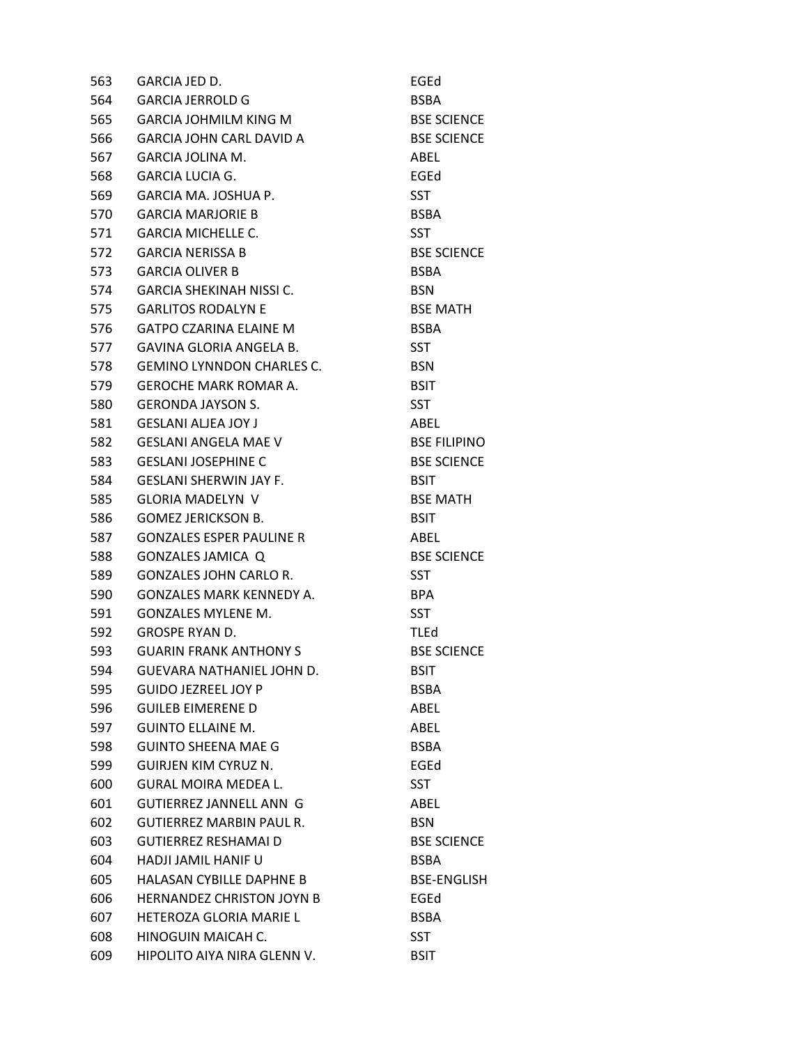| | | |
|---|---|---|
| 563 | GARCIA JED D. | EGEd |
| 564 | GARCIA JERROLD G | BSBA |
| 565 | GARCIA JOHMILM KING M | BSE SCIENCE |
| 566 | GARCIA JOHN CARL DAVID A | BSE SCIENCE |
| 567 | GARCIA JOLINA M. | ABEL |
| 568 | GARCIA LUCIA G. | EGEd |
| 569 | GARCIA MA. JOSHUA P. | SST |
| 570 | GARCIA MARJORIE B | BSBA |
| 571 | GARCIA MICHELLE C. | SST |
| 572 | GARCIA NERISSA B | BSE SCIENCE |
| 573 | GARCIA OLIVER B | BSBA |
| 574 | GARCIA SHEKINAH NISSI C. | BSN |
| 575 | GARLITOS RODALYN E | BSE MATH |
| 576 | GATPO CZARINA ELAINE M | BSBA |
| 577 | GAVINA GLORIA ANGELA B. | SST |
| 578 | GEMINO LYNNDON CHARLES C. | BSN |
| 579 | GEROCHE MARK ROMAR A. | BSIT |
| 580 | GERONDA JAYSON S. | SST |
| 581 | GESLANI ALJEA JOY J | ABEL |
| 582 | GESLANI ANGELA MAE V | BSE FILIPINO |
| 583 | GESLANI JOSEPHINE C | BSE SCIENCE |
| 584 | GESLANI SHERWIN JAY F. | BSIT |
| 585 | GLORIA MADELYN V | BSE MATH |
| 586 | GOMEZ JERICKSON B. | BSIT |
| 587 | GONZALES ESPER PAULINE R | ABEL |
| 588 | GONZALES JAMICA Q | BSE SCIENCE |
| 589 | GONZALES JOHN CARLO R. | SST |
| 590 | GONZALES MARK KENNEDY A. | BPA |
| 591 | GONZALES MYLENE M. | SST |
| 592 | GROSPE RYAN D. | TLEd |
| 593 | GUARIN FRANK ANTHONY S | BSE SCIENCE |
| 594 | GUEVARA NATHANIEL JOHN D. | BSIT |
| 595 | GUIDO JEZREEL JOY P | BSBA |
| 596 | GUILEB EIMERENE D | ABEL |
| 597 | GUINTO ELLAINE M. | ABEL |
| 598 | GUINTO SHEENA MAE G | BSBA |
| 599 | GUIRJEN KIM CYRUZ N. | EGEd |
| 600 | GURAL MOIRA MEDEA L. | SST |
| 601 | GUTIERREZ JANNELL ANN G | ABEL |
| 602 | GUTIERREZ MARBIN PAUL R. | BSN |
| 603 | GUTIERREZ RESHAMAI D | BSE SCIENCE |
| 604 | HADJI JAMIL HANIF U | BSBA |
| 605 | HALASAN CYBILLE DAPHNE B | BSE-ENGLISH |
| 606 | HERNANDEZ CHRISTON JOYN B | EGEd |
| 607 | HETEROZA GLORIA MARIE L | BSBA |
| 608 | HINOGUIN MAICAH C. | SST |
| 609 | HIPOLITO AIYA NIRA GLENN V. | BSIT |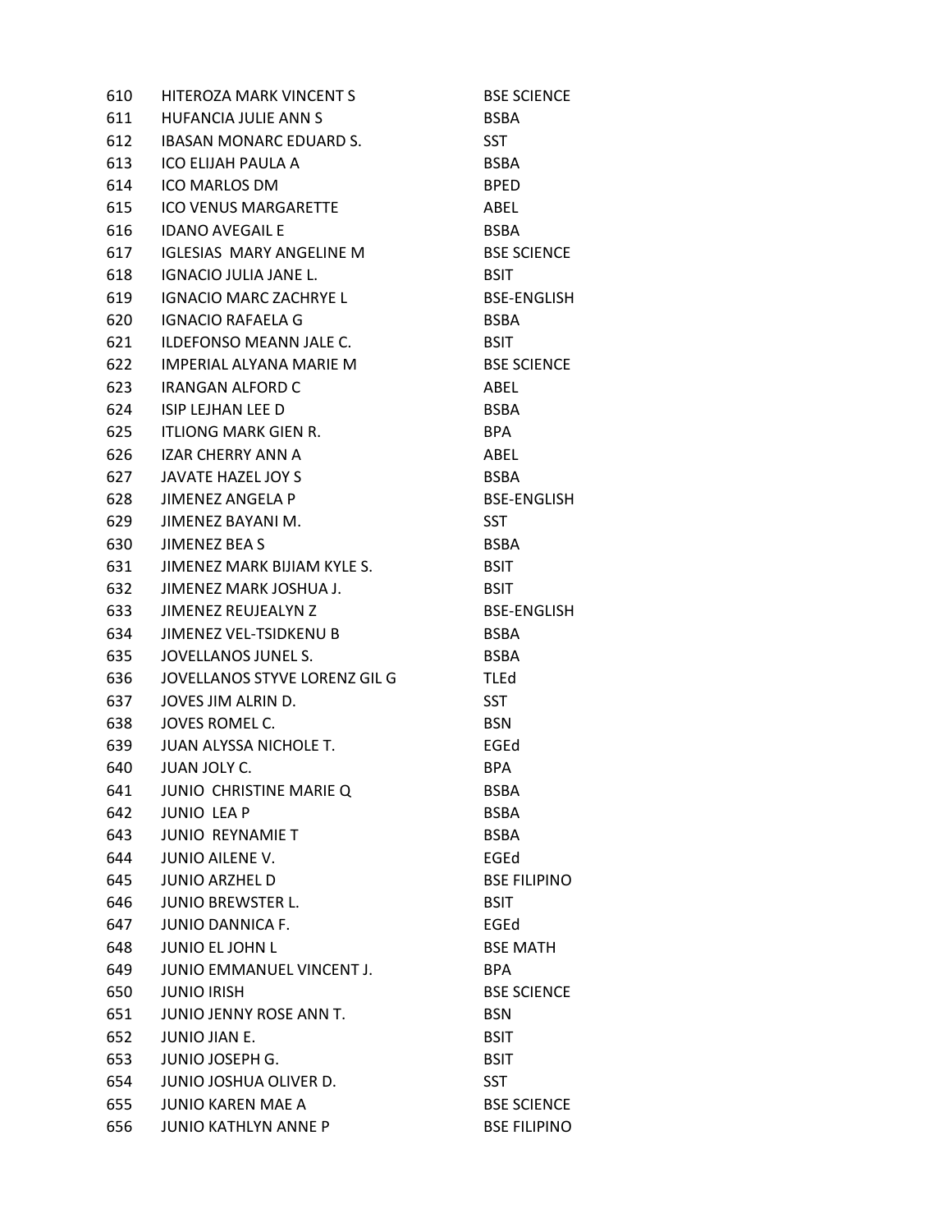| | | |
|---|---|---|
| 610 | HITEROZA MARK VINCENT S | BSE SCIENCE |
| 611 | HUFANCIA JULIE ANN S | BSBA |
| 612 | IBASAN MONARC EDUARD S. | SST |
| 613 | ICO ELIJAH PAULA A | BSBA |
| 614 | ICO MARLOS DM | BPED |
| 615 | ICO VENUS MARGARETTE | ABEL |
| 616 | IDANO AVEGAIL E | BSBA |
| 617 | IGLESIAS MARY ANGELINE M | BSE SCIENCE |
| 618 | IGNACIO JULIA JANE L. | BSIT |
| 619 | IGNACIO MARC ZACHRYE L | BSE-ENGLISH |
| 620 | IGNACIO RAFAELA G | BSBA |
| 621 | ILDEFONSO MEANN JALE C. | BSIT |
| 622 | IMPERIAL ALYANA MARIE M | BSE SCIENCE |
| 623 | IRANGAN ALFORD C | ABEL |
| 624 | ISIP LEJHAN LEE D | BSBA |
| 625 | ITLIONG MARK GIEN R. | BPA |
| 626 | IZAR CHERRY ANN A | ABEL |
| 627 | JAVATE HAZEL JOY S | BSBA |
| 628 | JIMENEZ ANGELA P | BSE-ENGLISH |
| 629 | JIMENEZ BAYANI M. | SST |
| 630 | JIMENEZ BEA S | BSBA |
| 631 | JIMENEZ MARK BIJIAM KYLE S. | BSIT |
| 632 | JIMENEZ MARK JOSHUA J. | BSIT |
| 633 | JIMENEZ REUJEALYN Z | BSE-ENGLISH |
| 634 | JIMENEZ VEL-TSIDKENU B | BSBA |
| 635 | JOVELLANOS JUNEL S. | BSBA |
| 636 | JOVELLANOS STYVE LORENZ GIL G | TLEd |
| 637 | JOVES JIM ALRIN D. | SST |
| 638 | JOVES ROMEL C. | BSN |
| 639 | JUAN ALYSSA NICHOLE T. | EGEd |
| 640 | JUAN JOLY C. | BPA |
| 641 | JUNIO CHRISTINE MARIE Q | BSBA |
| 642 | JUNIO LEA P | BSBA |
| 643 | JUNIO REYNAMIE T | BSBA |
| 644 | JUNIO AILENE V. | EGEd |
| 645 | JUNIO ARZHEL D | BSE FILIPINO |
| 646 | JUNIO BREWSTER L. | BSIT |
| 647 | JUNIO DANNICA F. | EGEd |
| 648 | JUNIO EL JOHN L | BSE MATH |
| 649 | JUNIO EMMANUEL VINCENT J. | BPA |
| 650 | JUNIO IRISH | BSE SCIENCE |
| 651 | JUNIO JENNY ROSE ANN T. | BSN |
| 652 | JUNIO JIAN E. | BSIT |
| 653 | JUNIO JOSEPH G. | BSIT |
| 654 | JUNIO JOSHUA OLIVER D. | SST |
| 655 | JUNIO KAREN MAE A | BSE SCIENCE |
| 656 | JUNIO KATHLYN ANNE P | BSE FILIPINO |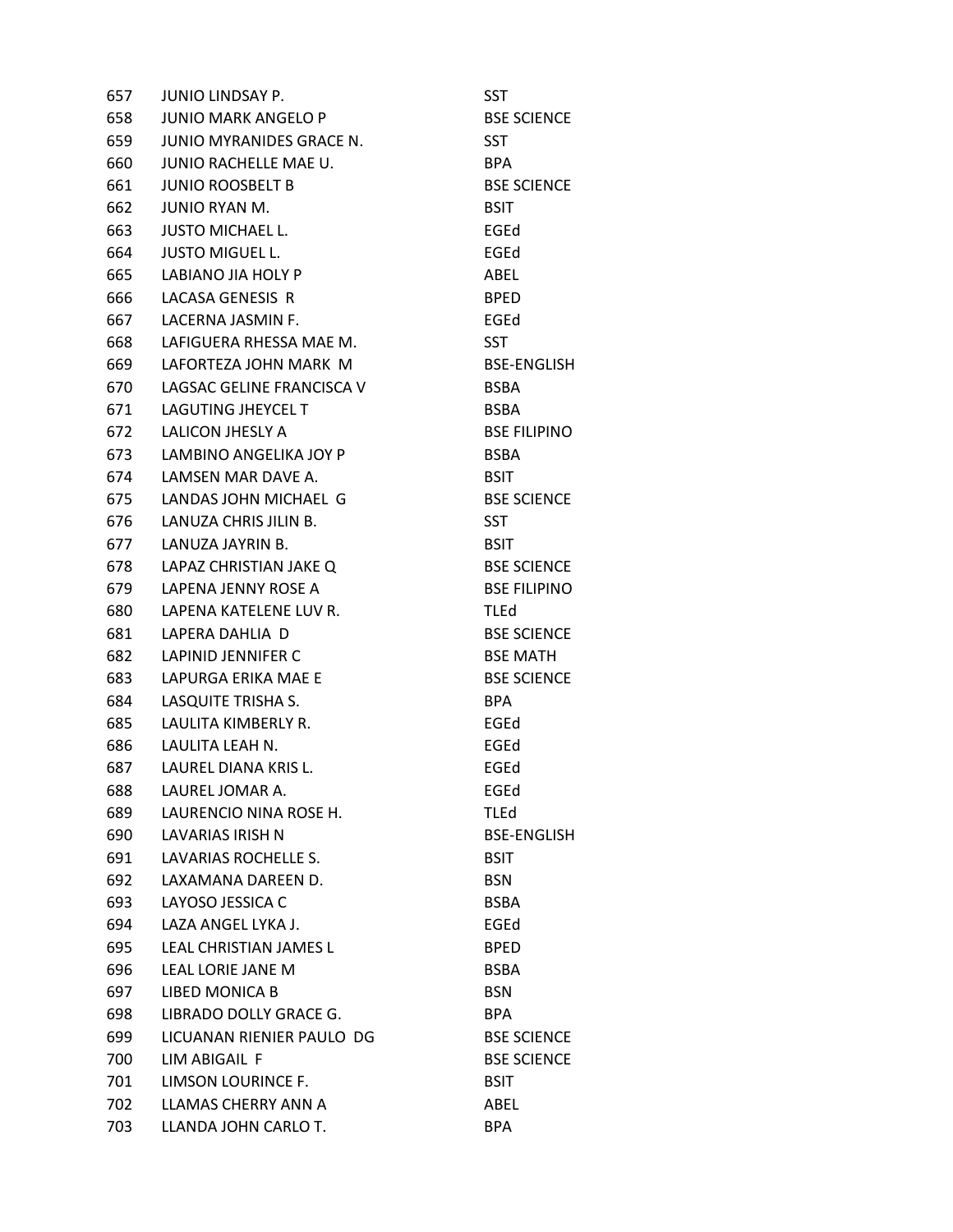| | | |
|---|---|---|
| 657 | JUNIO LINDSAY P. | SST |
| 658 | JUNIO MARK ANGELO P | BSE SCIENCE |
| 659 | JUNIO MYRANIDES GRACE N. | SST |
| 660 | JUNIO RACHELLE MAE U. | BPA |
| 661 | JUNIO ROOSBELT B | BSE SCIENCE |
| 662 | JUNIO RYAN M. | BSIT |
| 663 | JUSTO MICHAEL L. | EGEd |
| 664 | JUSTO MIGUEL L. | EGEd |
| 665 | LABIANO JIA HOLY P | ABEL |
| 666 | LACASA GENESIS R | BPED |
| 667 | LACERNA JASMIN F. | EGEd |
| 668 | LAFIGUERA RHESSA MAE M. | SST |
| 669 | LAFORTEZA JOHN MARK M | BSE-ENGLISH |
| 670 | LAGSAC GELINE FRANCISCA V | BSBA |
| 671 | LAGUTING JHEYCEL T | BSBA |
| 672 | LALICON JHESLY A | BSE FILIPINO |
| 673 | LAMBINO ANGELIKA JOY P | BSBA |
| 674 | LAMSEN MAR DAVE A. | BSIT |
| 675 | LANDAS JOHN MICHAEL G | BSE SCIENCE |
| 676 | LANUZA CHRIS JILIN B. | SST |
| 677 | LANUZA JAYRIN B. | BSIT |
| 678 | LAPAZ CHRISTIAN JAKE Q | BSE SCIENCE |
| 679 | LAPENA JENNY ROSE A | BSE FILIPINO |
| 680 | LAPENA KATELENE LUV R. | TLEd |
| 681 | LAPERA DAHLIA D | BSE SCIENCE |
| 682 | LAPINID JENNIFER C | BSE MATH |
| 683 | LAPURGA ERIKA MAE E | BSE SCIENCE |
| 684 | LASQUITE TRISHA S. | BPA |
| 685 | LAULITA KIMBERLY R. | EGEd |
| 686 | LAULITA LEAH N. | EGEd |
| 687 | LAUREL DIANA KRIS L. | EGEd |
| 688 | LAUREL JOMAR A. | EGEd |
| 689 | LAURENCIO NINA ROSE H. | TLEd |
| 690 | LAVARIAS IRISH N | BSE-ENGLISH |
| 691 | LAVARIAS ROCHELLE S. | BSIT |
| 692 | LAXAMANA DAREEN D. | BSN |
| 693 | LAYOSO JESSICA C | BSBA |
| 694 | LAZA ANGEL LYKA J. | EGEd |
| 695 | LEAL CHRISTIAN JAMES L | BPED |
| 696 | LEAL LORIE JANE M | BSBA |
| 697 | LIBED MONICA B | BSN |
| 698 | LIBRADO DOLLY GRACE G. | BPA |
| 699 | LICUANAN RIENIER PAULO DG | BSE SCIENCE |
| 700 | LIM ABIGAIL F | BSE SCIENCE |
| 701 | LIMSON LOURINCE F. | BSIT |
| 702 | LLAMAS CHERRY ANN A | ABEL |
| 703 | LLANDA JOHN CARLO T. | BPA |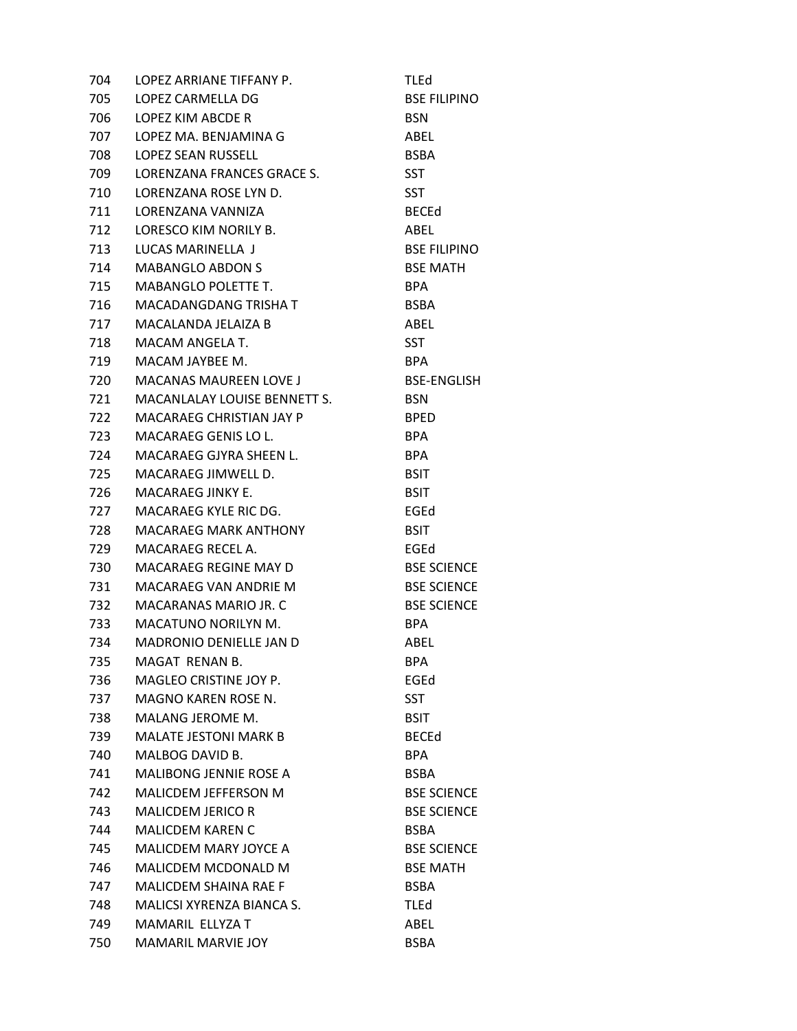| | | |
|---|---|---|
| 704 | LOPEZ ARRIANE TIFFANY P. | TLEd |
| 705 | LOPEZ CARMELLA DG | BSE FILIPINO |
| 706 | LOPEZ KIM ABCDE R | BSN |
| 707 | LOPEZ MA. BENJAMINA G | ABEL |
| 708 | LOPEZ SEAN RUSSELL | BSBA |
| 709 | LORENZANA FRANCES GRACE S. | SST |
| 710 | LORENZANA ROSE LYN D. | SST |
| 711 | LORENZANA VANNIZA | BECEd |
| 712 | LORESCO KIM NORILY B. | ABEL |
| 713 | LUCAS MARINELLA J | BSE FILIPINO |
| 714 | MABANGLO ABDON S | BSE MATH |
| 715 | MABANGLO POLETTE T. | BPA |
| 716 | MACADANGDANG TRISHA T | BSBA |
| 717 | MACALANDA JELAIZA B | ABEL |
| 718 | MACAM ANGELA T. | SST |
| 719 | MACAM JAYBEE M. | BPA |
| 720 | MACANAS MAUREEN LOVE J | BSE-ENGLISH |
| 721 | MACANLALAY LOUISE BENNETT S. | BSN |
| 722 | MACARAEG CHRISTIAN JAY P | BPED |
| 723 | MACARAEG GENIS LO L. | BPA |
| 724 | MACARAEG GJYRA SHEEN L. | BPA |
| 725 | MACARAEG JIMWELL D. | BSIT |
| 726 | MACARAEG JINKY E. | BSIT |
| 727 | MACARAEG KYLE RIC DG. | EGEd |
| 728 | MACARAEG MARK ANTHONY | BSIT |
| 729 | MACARAEG RECEL A. | EGEd |
| 730 | MACARAEG REGINE MAY D | BSE SCIENCE |
| 731 | MACARAEG VAN ANDRIE M | BSE SCIENCE |
| 732 | MACARANAS MARIO JR. C | BSE SCIENCE |
| 733 | MACATUNO NORILYN M. | BPA |
| 734 | MADRONIO DENIELLE JAN D | ABEL |
| 735 | MAGAT RENAN B. | BPA |
| 736 | MAGLEO CRISTINE JOY P. | EGEd |
| 737 | MAGNO KAREN ROSE N. | SST |
| 738 | MALANG JEROME M. | BSIT |
| 739 | MALATE JESTONI MARK B | BECEd |
| 740 | MALBOG DAVID B. | BPA |
| 741 | MALIBONG JENNIE ROSE A | BSBA |
| 742 | MALICDEM JEFFERSON M | BSE SCIENCE |
| 743 | MALICDEM JERICO R | BSE SCIENCE |
| 744 | MALICDEM KAREN C | BSBA |
| 745 | MALICDEM MARY JOYCE A | BSE SCIENCE |
| 746 | MALICDEM MCDONALD M | BSE MATH |
| 747 | MALICDEM SHAINA RAE F | BSBA |
| 748 | MALICSI XYRENZA BIANCA S. | TLEd |
| 749 | MAMARIL ELLYZA T | ABEL |
| 750 | MAMARIL MARVIE JOY | BSBA |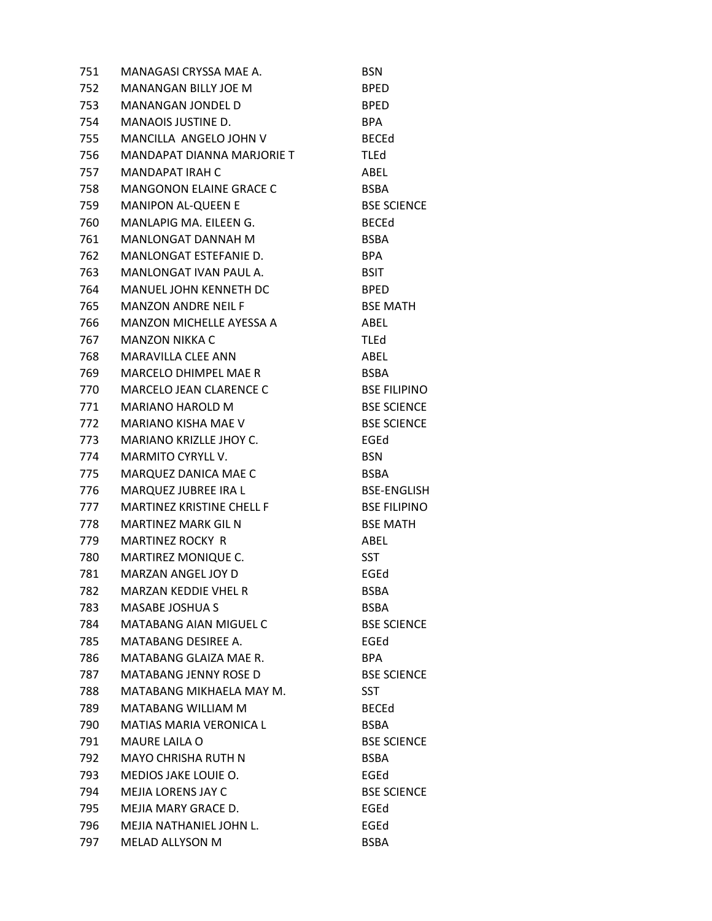| | | |
|---|---|---|
| 751 | MANAGASI CRYSSA MAE A. | BSN |
| 752 | MANANGAN BILLY JOE M | BPED |
| 753 | MANANGAN JONDEL D | BPED |
| 754 | MANAOIS JUSTINE D. | BPA |
| 755 | MANCILLA ANGELO JOHN V | BECEd |
| 756 | MANDAPAT DIANNA MARJORIE T | TLEd |
| 757 | MANDAPAT IRAH C | ABEL |
| 758 | MANGONON ELAINE GRACE C | BSBA |
| 759 | MANIPON AL-QUEEN E | BSE SCIENCE |
| 760 | MANLAPIG MA. EILEEN G. | BECEd |
| 761 | MANLONGAT DANNAH M | BSBA |
| 762 | MANLONGAT ESTEFANIE D. | BPA |
| 763 | MANLONGAT IVAN PAUL A. | BSIT |
| 764 | MANUEL JOHN KENNETH DC | BPED |
| 765 | MANZON ANDRE NEIL F | BSE MATH |
| 766 | MANZON MICHELLE AYESSA A | ABEL |
| 767 | MANZON NIKKA C | TLEd |
| 768 | MARAVILLA CLEE ANN | ABEL |
| 769 | MARCELO DHIMPEL MAE R | BSBA |
| 770 | MARCELO JEAN CLARENCE C | BSE FILIPINO |
| 771 | MARIANO HAROLD M | BSE SCIENCE |
| 772 | MARIANO KISHA MAE V | BSE SCIENCE |
| 773 | MARIANO KRIZLLE JHOY C. | EGEd |
| 774 | MARMITO CYRYLL V. | BSN |
| 775 | MARQUEZ DANICA MAE C | BSBA |
| 776 | MARQUEZ JUBREE IRA L | BSE-ENGLISH |
| 777 | MARTINEZ KRISTINE CHELL F | BSE FILIPINO |
| 778 | MARTINEZ MARK GIL N | BSE MATH |
| 779 | MARTINEZ ROCKY R | ABEL |
| 780 | MARTIREZ MONIQUE C. | SST |
| 781 | MARZAN ANGEL JOY D | EGEd |
| 782 | MARZAN KEDDIE VHEL R | BSBA |
| 783 | MASABE JOSHUA S | BSBA |
| 784 | MATABANG AIAN MIGUEL C | BSE SCIENCE |
| 785 | MATABANG DESIREE A. | EGEd |
| 786 | MATABANG GLAIZA MAE R. | BPA |
| 787 | MATABANG JENNY ROSE D | BSE SCIENCE |
| 788 | MATABANG MIKHAELA MAY M. | SST |
| 789 | MATABANG WILLIAM M | BECEd |
| 790 | MATIAS MARIA VERONICA L | BSBA |
| 791 | MAURE LAILA O | BSE SCIENCE |
| 792 | MAYO CHRISHA RUTH N | BSBA |
| 793 | MEDIOS JAKE LOUIE O. | EGEd |
| 794 | MEJIA LORENS JAY C | BSE SCIENCE |
| 795 | MEJIA MARY GRACE D. | EGEd |
| 796 | MEJIA NATHANIEL JOHN L. | EGEd |
| 797 | MELAD ALLYSON M | BSBA |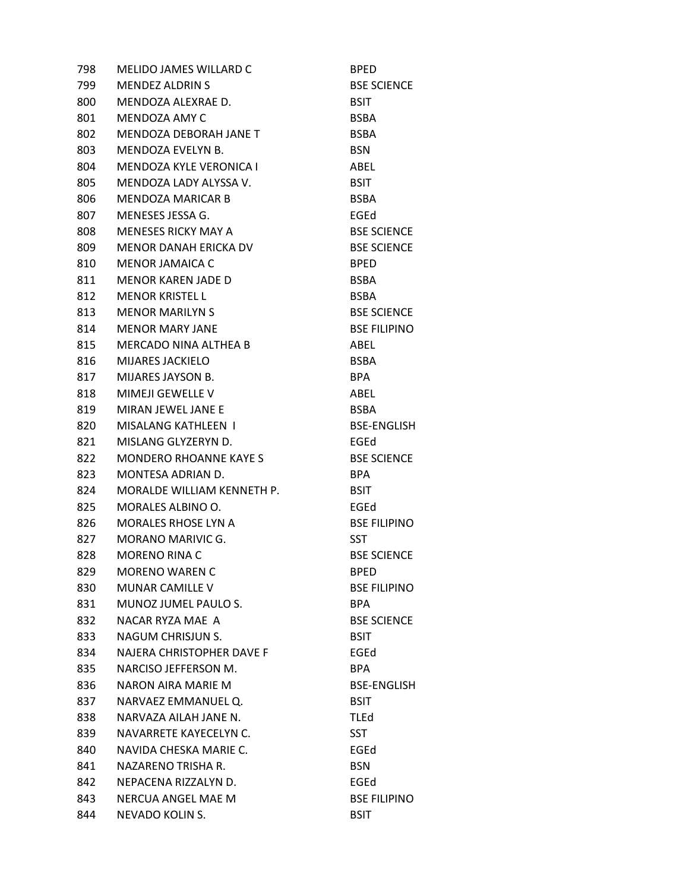| | | |
|---|---|---|
| 798 | MELIDO JAMES WILLARD C | BPED |
| 799 | MENDEZ ALDRIN S | BSE SCIENCE |
| 800 | MENDOZA ALEXRAE D. | BSIT |
| 801 | MENDOZA AMY C | BSBA |
| 802 | MENDOZA DEBORAH JANE T | BSBA |
| 803 | MENDOZA EVELYN B. | BSN |
| 804 | MENDOZA KYLE VERONICA I | ABEL |
| 805 | MENDOZA LADY ALYSSA V. | BSIT |
| 806 | MENDOZA MARICAR B | BSBA |
| 807 | MENESES JESSA G. | EGEd |
| 808 | MENESES RICKY MAY A | BSE SCIENCE |
| 809 | MENOR DANAH ERICKA DV | BSE SCIENCE |
| 810 | MENOR JAMAICA C | BPED |
| 811 | MENOR KAREN JADE D | BSBA |
| 812 | MENOR KRISTEL L | BSBA |
| 813 | MENOR MARILYN S | BSE SCIENCE |
| 814 | MENOR MARY JANE | BSE FILIPINO |
| 815 | MERCADO NINA ALTHEA B | ABEL |
| 816 | MIJARES JACKIELO | BSBA |
| 817 | MIJARES JAYSON B. | BPA |
| 818 | MIMEJI GEWELLE V | ABEL |
| 819 | MIRAN JEWEL JANE E | BSBA |
| 820 | MISALANG KATHLEEN I | BSE-ENGLISH |
| 821 | MISLANG GLYZERYN D. | EGEd |
| 822 | MONDERO RHOANNE KAYE S | BSE SCIENCE |
| 823 | MONTESA ADRIAN D. | BPA |
| 824 | MORALDE WILLIAM KENNETH P. | BSIT |
| 825 | MORALES ALBINO O. | EGEd |
| 826 | MORALES RHOSE LYN A | BSE FILIPINO |
| 827 | MORANO MARIVIC G. | SST |
| 828 | MORENO RINA C | BSE SCIENCE |
| 829 | MORENO WAREN C | BPED |
| 830 | MUNAR CAMILLE V | BSE FILIPINO |
| 831 | MUNOZ JUMEL PAULO S. | BPA |
| 832 | NACAR RYZA MAE A | BSE SCIENCE |
| 833 | NAGUM CHRISJUN S. | BSIT |
| 834 | NAJERA CHRISTOPHER DAVE F | EGEd |
| 835 | NARCISO JEFFERSON M. | BPA |
| 836 | NARON AIRA MARIE M | BSE-ENGLISH |
| 837 | NARVAEZ EMMANUEL Q. | BSIT |
| 838 | NARVAZA AILAH JANE N. | TLEd |
| 839 | NAVARRETE KAYECELYN C. | SST |
| 840 | NAVIDA CHESKA MARIE C. | EGEd |
| 841 | NAZARENO TRISHA R. | BSN |
| 842 | NEPACENA RIZZALYN D. | EGEd |
| 843 | NERCUA ANGEL MAE M | BSE FILIPINO |
| 844 | NEVADO KOLIN S. | BSIT |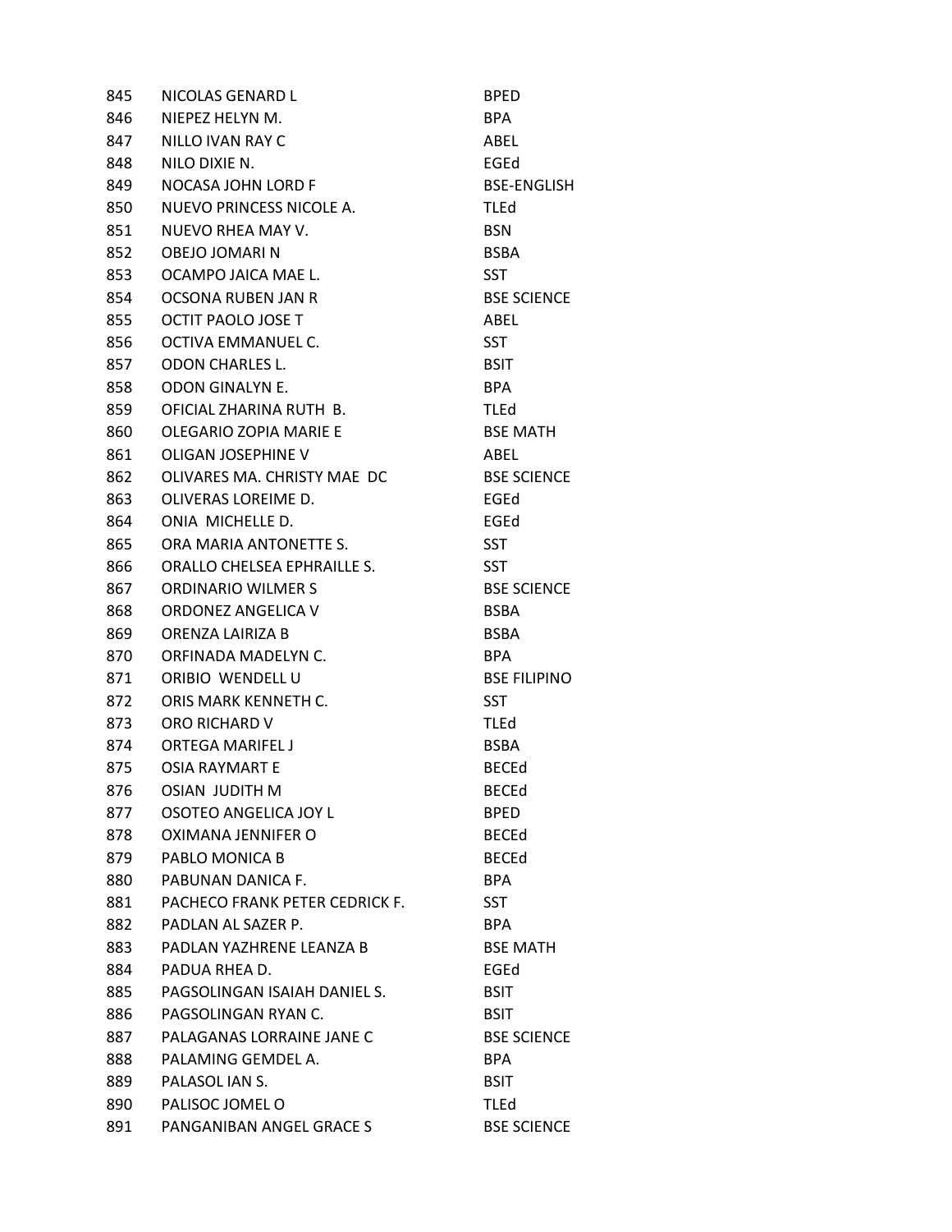| | | |
|---|---|---|
| 845 | NICOLAS GENARD L | BPED |
| 846 | NIEPEZ HELYN M. | BPA |
| 847 | NILLO IVAN RAY C | ABEL |
| 848 | NILO DIXIE N. | EGEd |
| 849 | NOCASA JOHN LORD F | BSE-ENGLISH |
| 850 | NUEVO PRINCESS NICOLE A. | TLEd |
| 851 | NUEVO RHEA MAY V. | BSN |
| 852 | OBEJO JOMARI N | BSBA |
| 853 | OCAMPO JAICA MAE L. | SST |
| 854 | OCSONA RUBEN JAN R | BSE SCIENCE |
| 855 | OCTIT PAOLO JOSE T | ABEL |
| 856 | OCTIVA EMMANUEL C. | SST |
| 857 | ODON CHARLES L. | BSIT |
| 858 | ODON GINALYN E. | BPA |
| 859 | OFICIAL ZHARINA RUTH B. | TLEd |
| 860 | OLEGARIO ZOPIA MARIE E | BSE MATH |
| 861 | OLIGAN JOSEPHINE V | ABEL |
| 862 | OLIVARES MA. CHRISTY MAE DC | BSE SCIENCE |
| 863 | OLIVERAS LOREIME D. | EGEd |
| 864 | ONIA MICHELLE D. | EGEd |
| 865 | ORA MARIA ANTONETTE S. | SST |
| 866 | ORALLO CHELSEA EPHRAILLE S. | SST |
| 867 | ORDINARIO WILMER S | BSE SCIENCE |
| 868 | ORDONEZ ANGELICA V | BSBA |
| 869 | ORENZA LAIRIZA B | BSBA |
| 870 | ORFINADA MADELYN C. | BPA |
| 871 | ORIBIO WENDELL U | BSE FILIPINO |
| 872 | ORIS MARK KENNETH C. | SST |
| 873 | ORO RICHARD V | TLEd |
| 874 | ORTEGA MARIFEL J | BSBA |
| 875 | OSIA RAYMART E | BECEd |
| 876 | OSIAN JUDITH M | BECEd |
| 877 | OSOTEO ANGELICA JOY L | BPED |
| 878 | OXIMANA JENNIFER O | BECEd |
| 879 | PABLO MONICA B | BECEd |
| 880 | PABUNAN DANICA F. | BPA |
| 881 | PACHECO FRANK PETER CEDRICK F. | SST |
| 882 | PADLAN AL SAZER P. | BPA |
| 883 | PADLAN YAZHRENE LEANZA B | BSE MATH |
| 884 | PADUA RHEA D. | EGEd |
| 885 | PAGSOLINGAN ISAIAH DANIEL S. | BSIT |
| 886 | PAGSOLINGAN RYAN C. | BSIT |
| 887 | PALAGANAS LORRAINE JANE C | BSE SCIENCE |
| 888 | PALAMING GEMDEL A. | BPA |
| 889 | PALASOL IAN S. | BSIT |
| 890 | PALISOC JOMEL O | TLEd |
| 891 | PANGANIBAN ANGEL GRACE S | BSE SCIENCE |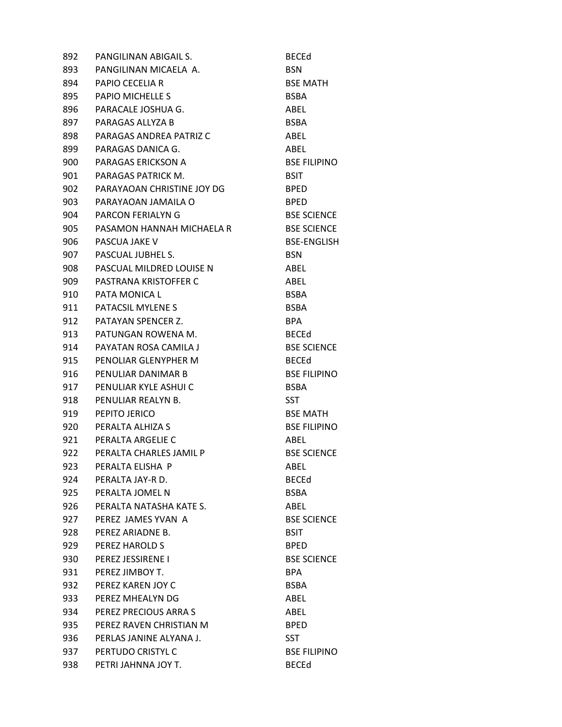| | | |
|---|---|---|
| 892 | PANGILINAN ABIGAIL S. | BECEd |
| 893 | PANGILINAN MICAELA A. | BSN |
| 894 | PAPIO CECELIA R | BSE MATH |
| 895 | PAPIO MICHELLE S | BSBA |
| 896 | PARACALE JOSHUA G. | ABEL |
| 897 | PARAGAS ALLYZA B | BSBA |
| 898 | PARAGAS ANDREA PATRIZ C | ABEL |
| 899 | PARAGAS DANICA G. | ABEL |
| 900 | PARAGAS ERICKSON A | BSE FILIPINO |
| 901 | PARAGAS PATRICK M. | BSIT |
| 902 | PARAYAOAN CHRISTINE JOY DG | BPED |
| 903 | PARAYAOAN JAMAILA O | BPED |
| 904 | PARCON FERIALYN G | BSE SCIENCE |
| 905 | PASAMON HANNAH MICHAELA R | BSE SCIENCE |
| 906 | PASCUA JAKE V | BSE-ENGLISH |
| 907 | PASCUAL JUBHEL S. | BSN |
| 908 | PASCUAL MILDRED LOUISE N | ABEL |
| 909 | PASTRANA KRISTOFFER C | ABEL |
| 910 | PATA MONICA L | BSBA |
| 911 | PATACSIL MYLENE S | BSBA |
| 912 | PATAYAN SPENCER Z. | BPA |
| 913 | PATUNGAN ROWENA M. | BECEd |
| 914 | PAYATAN ROSA CAMILA J | BSE SCIENCE |
| 915 | PENOLIAR GLENYPHER M | BECEd |
| 916 | PENULIAR DANIMAR B | BSE FILIPINO |
| 917 | PENULIAR KYLE ASHUI C | BSBA |
| 918 | PENULIAR REALYN B. | SST |
| 919 | PEPITO JERICO | BSE MATH |
| 920 | PERALTA ALHIZA S | BSE FILIPINO |
| 921 | PERALTA ARGELIE C | ABEL |
| 922 | PERALTA CHARLES JAMIL P | BSE SCIENCE |
| 923 | PERALTA ELISHA P | ABEL |
| 924 | PERALTA JAY-R D. | BECEd |
| 925 | PERALTA JOMEL N | BSBA |
| 926 | PERALTA NATASHA KATE S. | ABEL |
| 927 | PEREZ JAMES YVAN A | BSE SCIENCE |
| 928 | PEREZ ARIADNE B. | BSIT |
| 929 | PEREZ HAROLD S | BPED |
| 930 | PEREZ JESSIRENE I | BSE SCIENCE |
| 931 | PEREZ JIMBOY T. | BPA |
| 932 | PEREZ KAREN JOY C | BSBA |
| 933 | PEREZ MHEALYN DG | ABEL |
| 934 | PEREZ PRECIOUS ARRA S | ABEL |
| 935 | PEREZ RAVEN CHRISTIAN M | BPED |
| 936 | PERLAS JANINE ALYANA J. | SST |
| 937 | PERTUDO CRISTYL C | BSE FILIPINO |
| 938 | PETRI JAHNNA JOY T. | BECEd |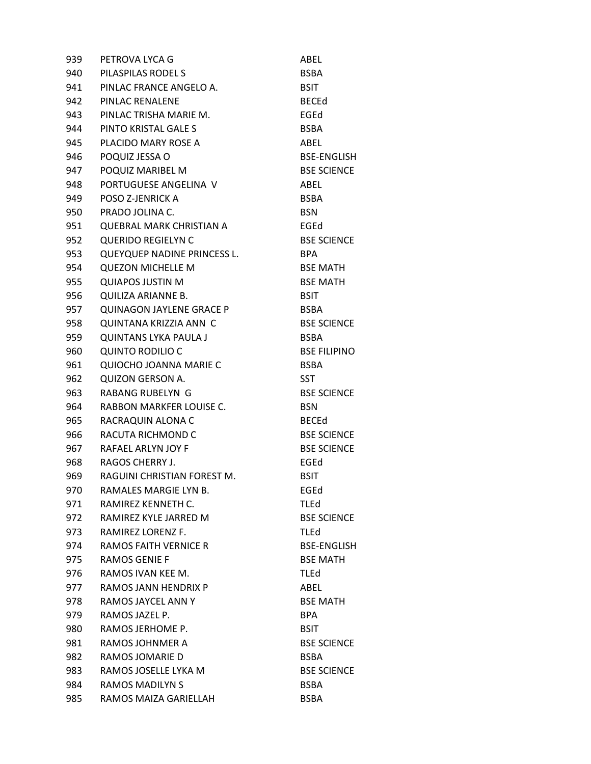| | | |
|---|---|---|
| 939 | PETROVA LYCA G | ABEL |
| 940 | PILASPILAS RODEL S | BSBA |
| 941 | PINLAC FRANCE ANGELO A. | BSIT |
| 942 | PINLAC RENALENE | BECEd |
| 943 | PINLAC TRISHA MARIE M. | EGEd |
| 944 | PINTO KRISTAL GALE S | BSBA |
| 945 | PLACIDO MARY ROSE A | ABEL |
| 946 | POQUIZ JESSA O | BSE-ENGLISH |
| 947 | POQUIZ MARIBEL M | BSE SCIENCE |
| 948 | PORTUGUESE ANGELINA V | ABEL |
| 949 | POSO Z-JENRICK A | BSBA |
| 950 | PRADO JOLINA C. | BSN |
| 951 | QUEBRAL MARK CHRISTIAN A | EGEd |
| 952 | QUERIDO REGIELYN C | BSE SCIENCE |
| 953 | QUEYQUEP NADINE PRINCESS L. | BPA |
| 954 | QUEZON MICHELLE M | BSE MATH |
| 955 | QUIAPOS JUSTIN M | BSE MATH |
| 956 | QUILIZA ARIANNE B. | BSIT |
| 957 | QUINAGON JAYLENE GRACE P | BSBA |
| 958 | QUINTANA KRIZZIA ANN C | BSE SCIENCE |
| 959 | QUINTANS LYKA PAULA J | BSBA |
| 960 | QUINTO RODILIO C | BSE FILIPINO |
| 961 | QUIOCHO JOANNA MARIE C | BSBA |
| 962 | QUIZON GERSON A. | SST |
| 963 | RABANG RUBELYN G | BSE SCIENCE |
| 964 | RABBON MARKFER LOUISE C. | BSN |
| 965 | RACRAQUIN ALONA C | BECEd |
| 966 | RACUTA RICHMOND C | BSE SCIENCE |
| 967 | RAFAEL ARLYN JOY F | BSE SCIENCE |
| 968 | RAGOS CHERRY J. | EGEd |
| 969 | RAGUINI CHRISTIAN FOREST M. | BSIT |
| 970 | RAMALES MARGIE LYN B. | EGEd |
| 971 | RAMIREZ KENNETH C. | TLEd |
| 972 | RAMIREZ KYLE JARRED M | BSE SCIENCE |
| 973 | RAMIREZ LORENZ F. | TLEd |
| 974 | RAMOS FAITH VERNICE R | BSE-ENGLISH |
| 975 | RAMOS GENIE F | BSE MATH |
| 976 | RAMOS IVAN KEE M. | TLEd |
| 977 | RAMOS JANN HENDRIX P | ABEL |
| 978 | RAMOS JAYCEL ANN Y | BSE MATH |
| 979 | RAMOS JAZEL P. | BPA |
| 980 | RAMOS JERHOME P. | BSIT |
| 981 | RAMOS JOHNMER A | BSE SCIENCE |
| 982 | RAMOS JOMARIE D | BSBA |
| 983 | RAMOS JOSELLE LYKA M | BSE SCIENCE |
| 984 | RAMOS MADILYN S | BSBA |
| 985 | RAMOS MAIZA GARIELLAH | BSBA |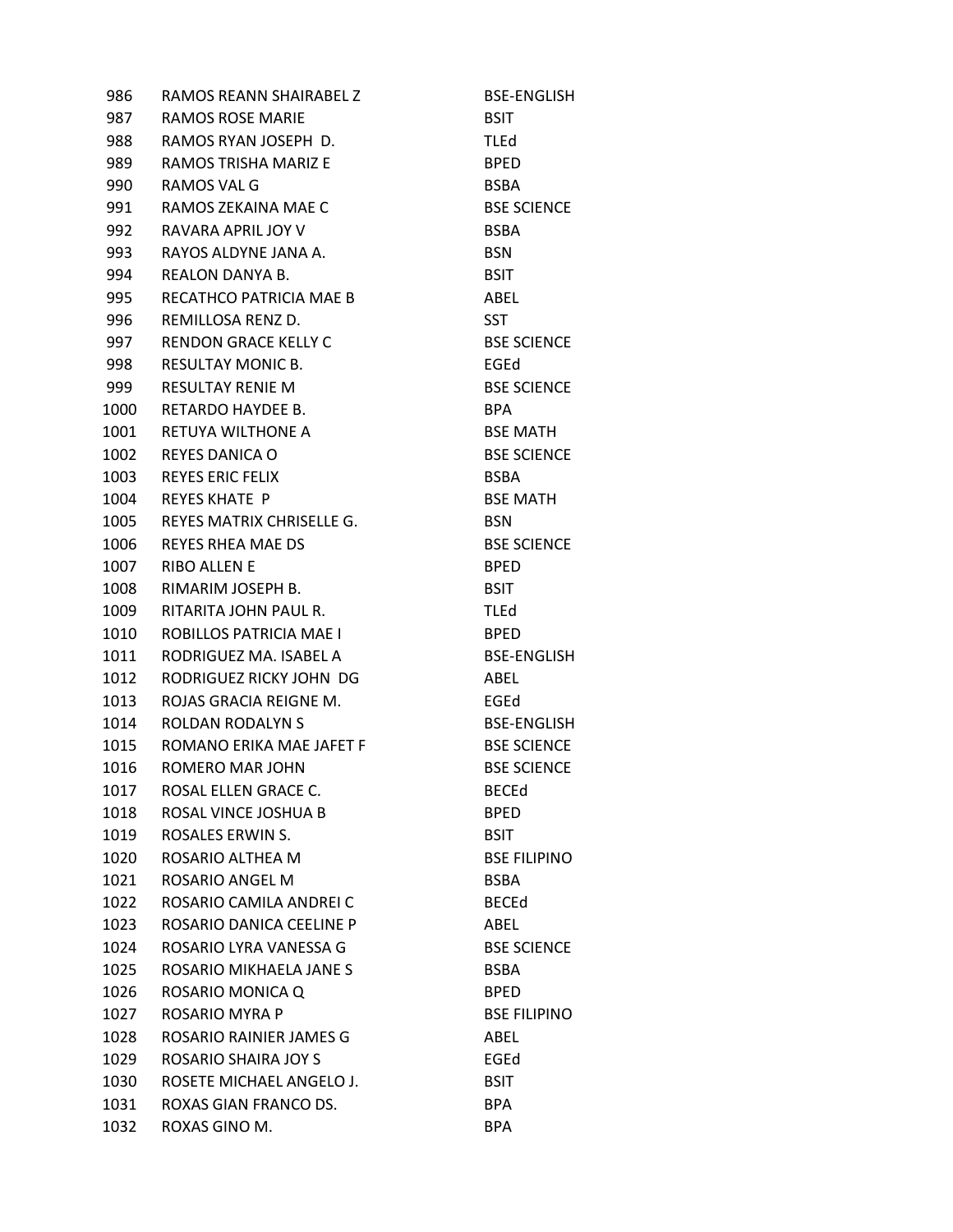| | | |
|---|---|---|
| 986 | RAMOS REANN SHAIRABEL Z | BSE-ENGLISH |
| 987 | RAMOS ROSE MARIE | BSIT |
| 988 | RAMOS RYAN JOSEPH D. | TLEd |
| 989 | RAMOS TRISHA MARIZ E | BPED |
| 990 | RAMOS VAL G | BSBA |
| 991 | RAMOS ZEKAINA MAE C | BSE SCIENCE |
| 992 | RAVARA APRIL JOY V | BSBA |
| 993 | RAYOS ALDYNE JANA A. | BSN |
| 994 | REALON DANYA B. | BSIT |
| 995 | RECATHCO PATRICIA MAE B | ABEL |
| 996 | REMILLOSA RENZ D. | SST |
| 997 | RENDON GRACE KELLY C | BSE SCIENCE |
| 998 | RESULTAY MONIC B. | EGEd |
| 999 | RESULTAY RENIE M | BSE SCIENCE |
| 1000 | RETARDO HAYDEE B. | BPA |
| 1001 | RETUYA WILTHONE A | BSE MATH |
| 1002 | REYES DANICA O | BSE SCIENCE |
| 1003 | REYES ERIC FELIX | BSBA |
| 1004 | REYES KHATE P | BSE MATH |
| 1005 | REYES MATRIX CHRISELLE G. | BSN |
| 1006 | REYES RHEA MAE DS | BSE SCIENCE |
| 1007 | RIBO ALLEN E | BPED |
| 1008 | RIMARIM JOSEPH B. | BSIT |
| 1009 | RITARITA JOHN PAUL R. | TLEd |
| 1010 | ROBILLOS PATRICIA MAE I | BPED |
| 1011 | RODRIGUEZ MA. ISABEL A | BSE-ENGLISH |
| 1012 | RODRIGUEZ RICKY JOHN DG | ABEL |
| 1013 | ROJAS GRACIA REIGNE M. | EGEd |
| 1014 | ROLDAN RODALYN S | BSE-ENGLISH |
| 1015 | ROMANO ERIKA MAE JAFET F | BSE SCIENCE |
| 1016 | ROMERO MAR JOHN | BSE SCIENCE |
| 1017 | ROSAL ELLEN GRACE C. | BECEd |
| 1018 | ROSAL VINCE JOSHUA B | BPED |
| 1019 | ROSALES ERWIN S. | BSIT |
| 1020 | ROSARIO ALTHEA M | BSE FILIPINO |
| 1021 | ROSARIO ANGEL M | BSBA |
| 1022 | ROSARIO CAMILA ANDREI C | BECEd |
| 1023 | ROSARIO DANICA CEELINE P | ABEL |
| 1024 | ROSARIO LYRA VANESSA G | BSE SCIENCE |
| 1025 | ROSARIO MIKHAELA JANE S | BSBA |
| 1026 | ROSARIO MONICA Q | BPED |
| 1027 | ROSARIO MYRA P | BSE FILIPINO |
| 1028 | ROSARIO RAINIER JAMES G | ABEL |
| 1029 | ROSARIO SHAIRA JOY S | EGEd |
| 1030 | ROSETE MICHAEL ANGELO J. | BSIT |
| 1031 | ROXAS GIAN FRANCO DS. | BPA |
| 1032 | ROXAS GINO M. | BPA |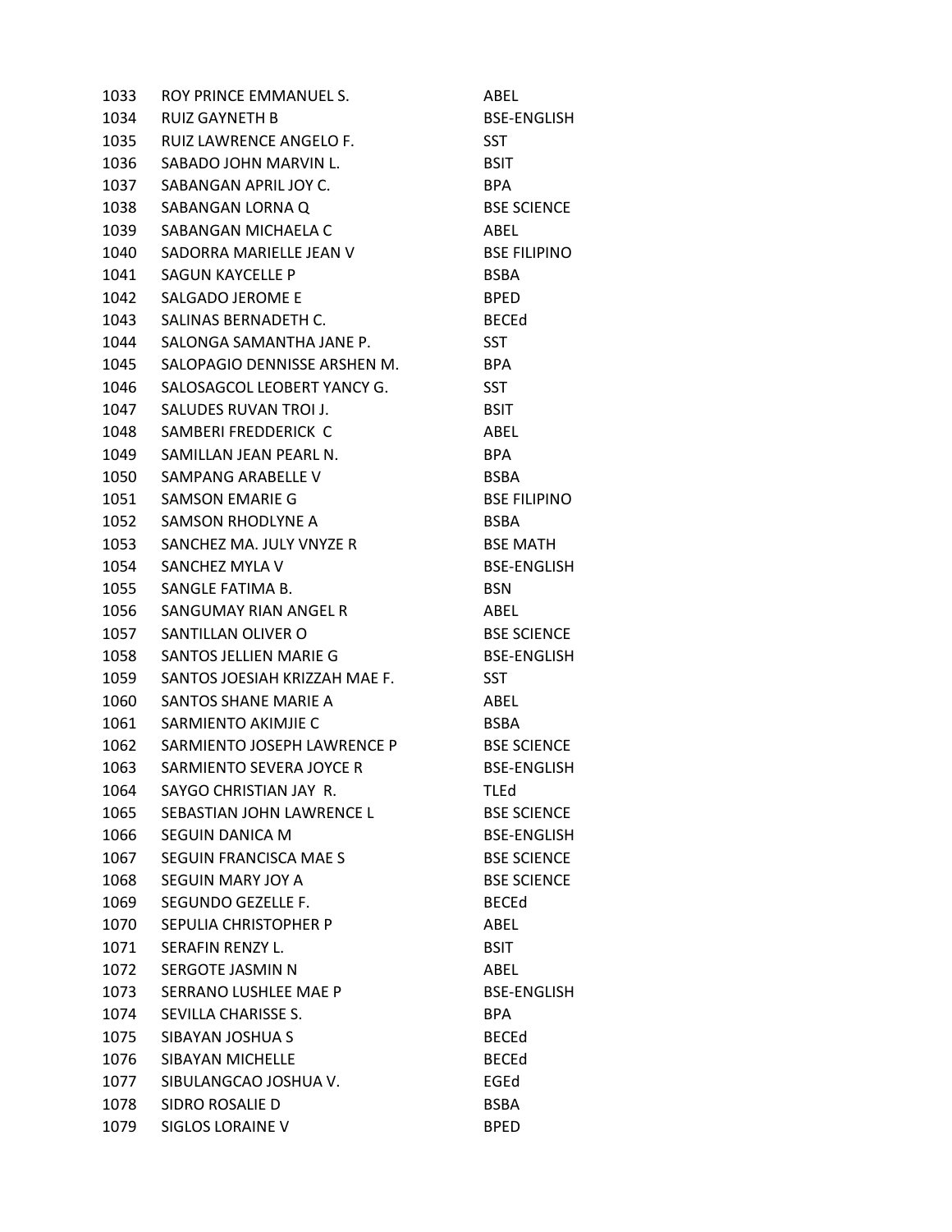| | | |
|---|---|---|
| 1033 | ROY PRINCE EMMANUEL S. | ABEL |
| 1034 | RUIZ GAYNETH B | BSE-ENGLISH |
| 1035 | RUIZ LAWRENCE ANGELO F. | SST |
| 1036 | SABADO JOHN MARVIN L. | BSIT |
| 1037 | SABANGAN APRIL JOY C. | BPA |
| 1038 | SABANGAN LORNA Q | BSE SCIENCE |
| 1039 | SABANGAN MICHAELA C | ABEL |
| 1040 | SADORRA MARIELLE JEAN V | BSE FILIPINO |
| 1041 | SAGUN KAYCELLE P | BSBA |
| 1042 | SALGADO JEROME E | BPED |
| 1043 | SALINAS BERNADETH C. | BECEd |
| 1044 | SALONGA SAMANTHA JANE P. | SST |
| 1045 | SALOPAGIO DENNISSE ARSHEN M. | BPA |
| 1046 | SALOSAGCOL LEOBERT YANCY G. | SST |
| 1047 | SALUDES RUVAN TROI J. | BSIT |
| 1048 | SAMBERI FREDDERICK C | ABEL |
| 1049 | SAMILLAN JEAN PEARL N. | BPA |
| 1050 | SAMPANG ARABELLE V | BSBA |
| 1051 | SAMSON EMARIE G | BSE FILIPINO |
| 1052 | SAMSON RHODLYNE A | BSBA |
| 1053 | SANCHEZ MA. JULY VNYZE R | BSE MATH |
| 1054 | SANCHEZ MYLA V | BSE-ENGLISH |
| 1055 | SANGLE FATIMA B. | BSN |
| 1056 | SANGUMAY RIAN ANGEL R | ABEL |
| 1057 | SANTILLAN OLIVER O | BSE SCIENCE |
| 1058 | SANTOS JELLIEN MARIE G | BSE-ENGLISH |
| 1059 | SANTOS JOESIAH KRIZZAH MAE F. | SST |
| 1060 | SANTOS SHANE MARIE A | ABEL |
| 1061 | SARMIENTO AKIMJIE C | BSBA |
| 1062 | SARMIENTO JOSEPH LAWRENCE P | BSE SCIENCE |
| 1063 | SARMIENTO SEVERA JOYCE R | BSE-ENGLISH |
| 1064 | SAYGO CHRISTIAN JAY R. | TLEd |
| 1065 | SEBASTIAN JOHN LAWRENCE L | BSE SCIENCE |
| 1066 | SEGUIN DANICA M | BSE-ENGLISH |
| 1067 | SEGUIN FRANCISCA MAE S | BSE SCIENCE |
| 1068 | SEGUIN MARY JOY A | BSE SCIENCE |
| 1069 | SEGUNDO GEZELLE F. | BECEd |
| 1070 | SEPULIA CHRISTOPHER P | ABEL |
| 1071 | SERAFIN RENZY L. | BSIT |
| 1072 | SERGOTE JASMIN N | ABEL |
| 1073 | SERRANO LUSHLEE MAE P | BSE-ENGLISH |
| 1074 | SEVILLA CHARISSE S. | BPA |
| 1075 | SIBAYAN JOSHUA S | BECEd |
| 1076 | SIBAYAN MICHELLE | BECEd |
| 1077 | SIBULANGCAO JOSHUA V. | EGEd |
| 1078 | SIDRO ROSALIE D | BSBA |
| 1079 | SIGLOS LORAINE V | BPED |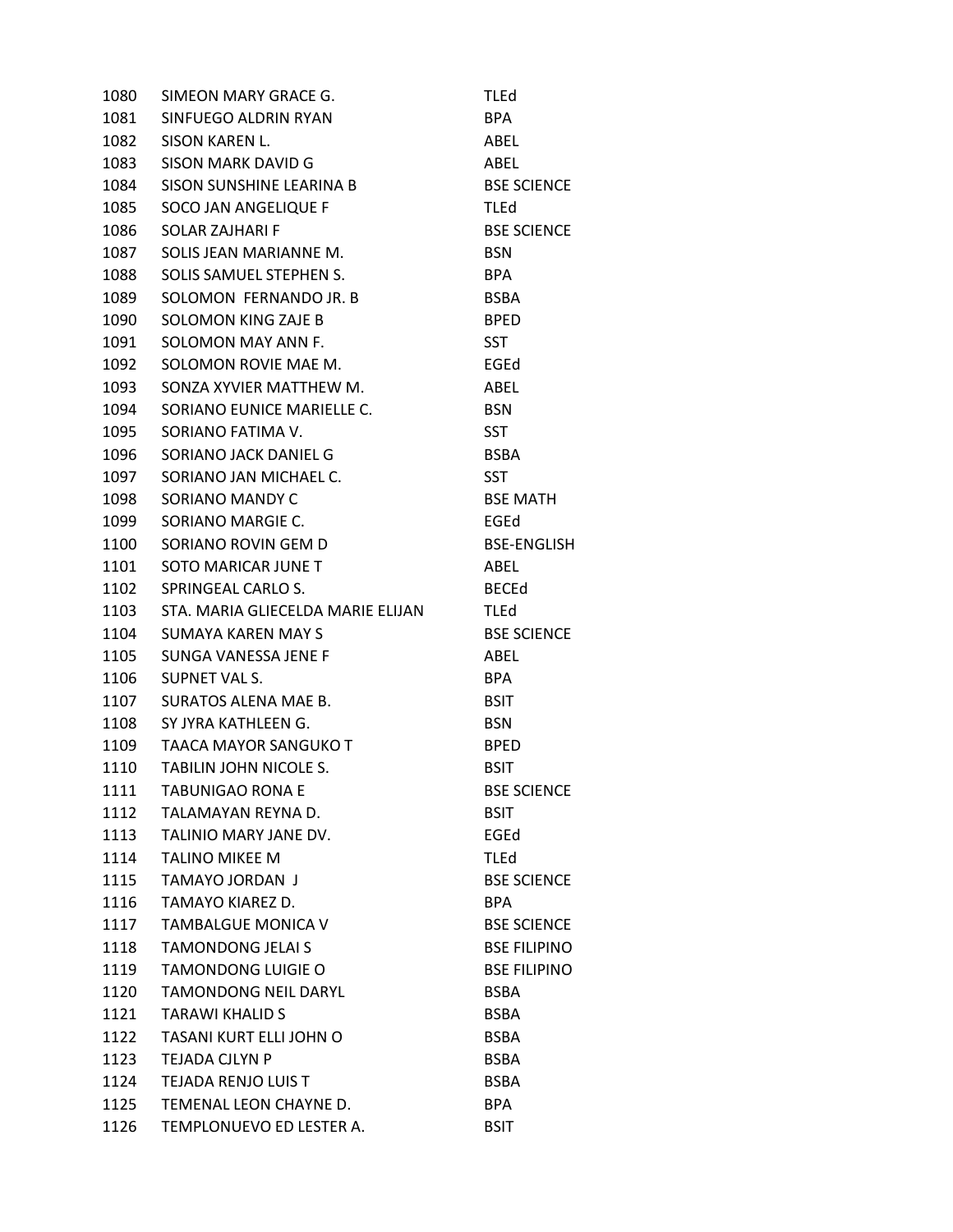| | | |
|---|---|---|
| 1080 | SIMEON MARY GRACE G. | TLEd |
| 1081 | SINFUEGO ALDRIN RYAN | BPA |
| 1082 | SISON KAREN L. | ABEL |
| 1083 | SISON MARK DAVID G | ABEL |
| 1084 | SISON SUNSHINE LEARINA B | BSE SCIENCE |
| 1085 | SOCO JAN ANGELIQUE F | TLEd |
| 1086 | SOLAR ZAJHARI F | BSE SCIENCE |
| 1087 | SOLIS JEAN MARIANNE M. | BSN |
| 1088 | SOLIS SAMUEL STEPHEN S. | BPA |
| 1089 | SOLOMON FERNANDO JR. B | BSBA |
| 1090 | SOLOMON KING ZAJE B | BPED |
| 1091 | SOLOMON MAY ANN F. | SST |
| 1092 | SOLOMON ROVIE MAE M. | EGEd |
| 1093 | SONZA XYVIER MATTHEW M. | ABEL |
| 1094 | SORIANO EUNICE MARIELLE C. | BSN |
| 1095 | SORIANO FATIMA V. | SST |
| 1096 | SORIANO JACK DANIEL G | BSBA |
| 1097 | SORIANO JAN MICHAEL C. | SST |
| 1098 | SORIANO MANDY C | BSE MATH |
| 1099 | SORIANO MARGIE C. | EGEd |
| 1100 | SORIANO ROVIN GEM D | BSE-ENGLISH |
| 1101 | SOTO MARICAR JUNE T | ABEL |
| 1102 | SPRINGEAL CARLO S. | BECEd |
| 1103 | STA. MARIA GLIECELDA MARIE ELIJAN | TLEd |
| 1104 | SUMAYA KAREN MAY S | BSE SCIENCE |
| 1105 | SUNGA VANESSA JENE F | ABEL |
| 1106 | SUPNET VAL S. | BPA |
| 1107 | SURATOS ALENA MAE B. | BSIT |
| 1108 | SY JYRA KATHLEEN G. | BSN |
| 1109 | TAACA MAYOR SANGUKO T | BPED |
| 1110 | TABILIN JOHN NICOLE S. | BSIT |
| 1111 | TABUNIGAO RONA E | BSE SCIENCE |
| 1112 | TALAMAYAN REYNA D. | BSIT |
| 1113 | TALINIO MARY JANE DV. | EGEd |
| 1114 | TALINO MIKEE M | TLEd |
| 1115 | TAMAYO JORDAN J | BSE SCIENCE |
| 1116 | TAMAYO KIAREZ D. | BPA |
| 1117 | TAMBALGUE MONICA V | BSE SCIENCE |
| 1118 | TAMONDONG JELAI S | BSE FILIPINO |
| 1119 | TAMONDONG LUIGIE O | BSE FILIPINO |
| 1120 | TAMONDONG NEIL DARYL | BSBA |
| 1121 | TARAWI KHALID S | BSBA |
| 1122 | TASANI KURT ELLI JOHN O | BSBA |
| 1123 | TEJADA CJLYN P | BSBA |
| 1124 | TEJADA RENJO LUIS T | BSBA |
| 1125 | TEMENAL LEON CHAYNE D. | BPA |
| 1126 | TEMPLONUEVO ED LESTER A. | BSIT |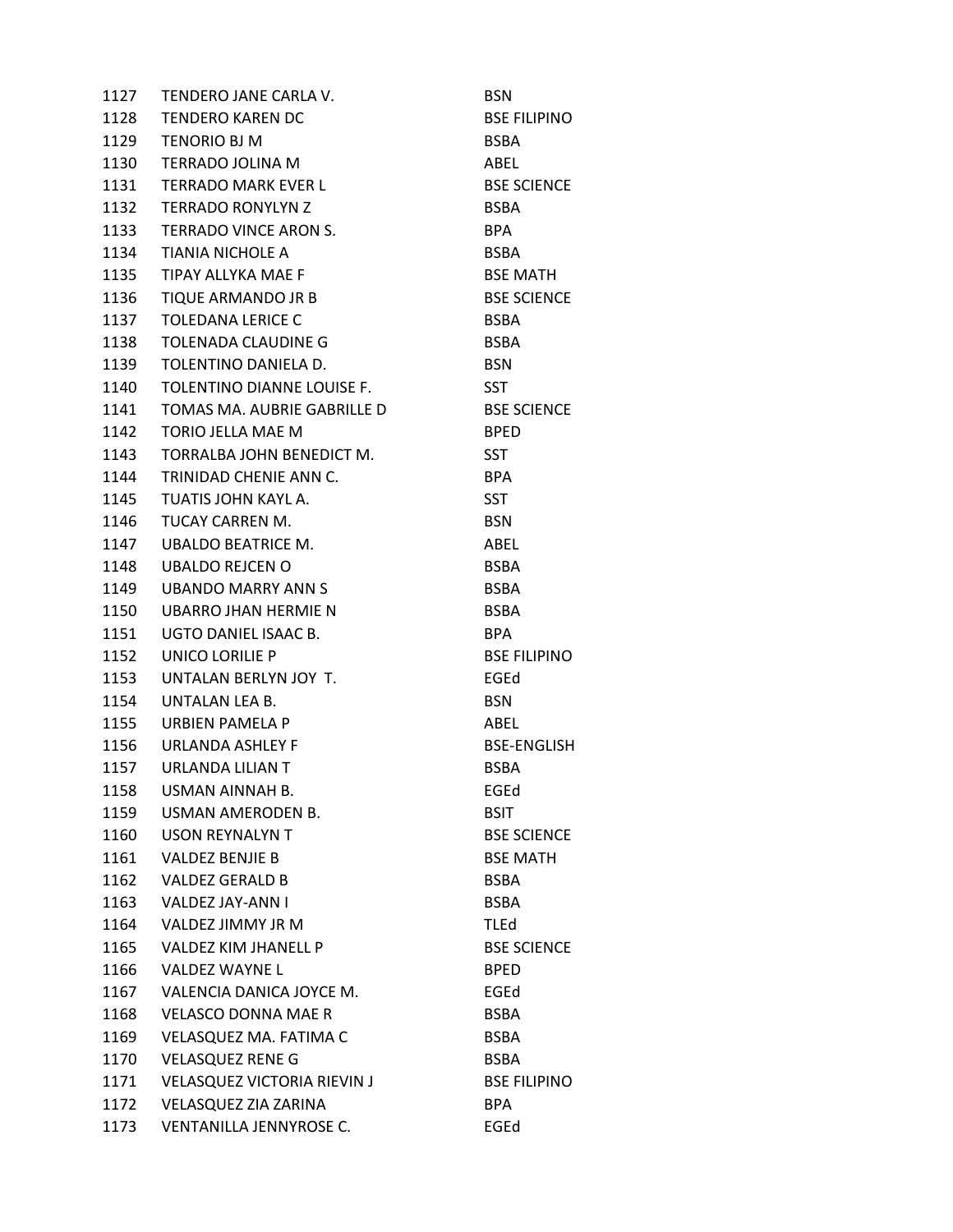| | | |
|---|---|---|
| 1127 | TENDERO JANE CARLA V. | BSN |
| 1128 | TENDERO KAREN DC | BSE FILIPINO |
| 1129 | TENORIO BJ M | BSBA |
| 1130 | TERRADO JOLINA M | ABEL |
| 1131 | TERRADO MARK EVER L | BSE SCIENCE |
| 1132 | TERRADO RONYLYN Z | BSBA |
| 1133 | TERRADO VINCE ARON S. | BPA |
| 1134 | TIANIA NICHOLE A | BSBA |
| 1135 | TIPAY ALLYKA MAE F | BSE MATH |
| 1136 | TIQUE ARMANDO JR B | BSE SCIENCE |
| 1137 | TOLEDANA LERICE C | BSBA |
| 1138 | TOLENADA CLAUDINE G | BSBA |
| 1139 | TOLENTINO DANIELA D. | BSN |
| 1140 | TOLENTINO DIANNE LOUISE F. | SST |
| 1141 | TOMAS MA. AUBRIE GABRILLE D | BSE SCIENCE |
| 1142 | TORIO JELLA MAE M | BPED |
| 1143 | TORRALBA JOHN BENEDICT M. | SST |
| 1144 | TRINIDAD CHENIE ANN C. | BPA |
| 1145 | TUATIS JOHN KAYL A. | SST |
| 1146 | TUCAY CARREN M. | BSN |
| 1147 | UBALDO BEATRICE M. | ABEL |
| 1148 | UBALDO REJCEN O | BSBA |
| 1149 | UBANDO MARRY ANN S | BSBA |
| 1150 | UBARRO JHAN HERMIE N | BSBA |
| 1151 | UGTO DANIEL ISAAC B. | BPA |
| 1152 | UNICO LORILIE P | BSE FILIPINO |
| 1153 | UNTALAN BERLYN JOY T. | EGEd |
| 1154 | UNTALAN LEA B. | BSN |
| 1155 | URBIEN PAMELA P | ABEL |
| 1156 | URLANDA ASHLEY F | BSE-ENGLISH |
| 1157 | URLANDA LILIAN T | BSBA |
| 1158 | USMAN AINNAH B. | EGEd |
| 1159 | USMAN AMERODEN B. | BSIT |
| 1160 | USON REYNALYN T | BSE SCIENCE |
| 1161 | VALDEZ BENJIE B | BSE MATH |
| 1162 | VALDEZ GERALD B | BSBA |
| 1163 | VALDEZ JAY-ANN I | BSBA |
| 1164 | VALDEZ JIMMY JR M | TLEd |
| 1165 | VALDEZ KIM JHANELL P | BSE SCIENCE |
| 1166 | VALDEZ WAYNE L | BPED |
| 1167 | VALENCIA DANICA JOYCE M. | EGEd |
| 1168 | VELASCO DONNA MAE R | BSBA |
| 1169 | VELASQUEZ MA. FATIMA C | BSBA |
| 1170 | VELASQUEZ RENE G | BSBA |
| 1171 | VELASQUEZ VICTORIA RIEVIN J | BSE FILIPINO |
| 1172 | VELASQUEZ ZIA ZARINA | BPA |
| 1173 | VENTANILLA JENNYROSE C. | EGEd |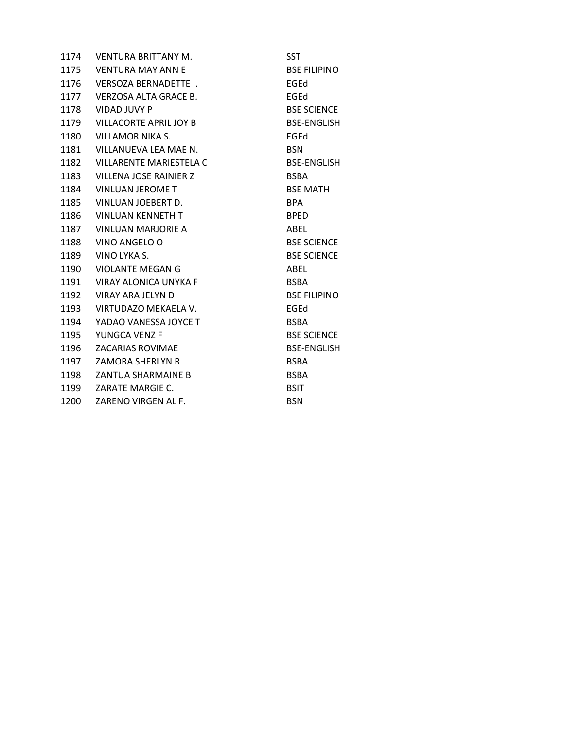| | | |
|---|---|---|
| 1174 | VENTURA BRITTANY M. | SST |
| 1175 | VENTURA MAY ANN E | BSE FILIPINO |
| 1176 | VERSOZA BERNADETTE I. | EGEd |
| 1177 | VERZOSA ALTA GRACE B. | EGEd |
| 1178 | VIDAD JUVY P | BSE SCIENCE |
| 1179 | VILLACORTE APRIL JOY B | BSE-ENGLISH |
| 1180 | VILLAMOR NIKA S. | EGEd |
| 1181 | VILLANUEVA LEA MAE N. | BSN |
| 1182 | VILLARENTE MARIESTELA C | BSE-ENGLISH |
| 1183 | VILLENA JOSE RAINIER Z | BSBA |
| 1184 | VINLUAN JEROME T | BSE MATH |
| 1185 | VINLUAN JOEBERT D. | BPA |
| 1186 | VINLUAN KENNETH T | BPED |
| 1187 | VINLUAN MARJORIE A | ABEL |
| 1188 | VINO ANGELO O | BSE SCIENCE |
| 1189 | VINO LYKA S. | BSE SCIENCE |
| 1190 | VIOLANTE MEGAN G | ABEL |
| 1191 | VIRAY ALONICA UNYKA F | BSBA |
| 1192 | VIRAY ARA JELYN D | BSE FILIPINO |
| 1193 | VIRTUDAZO MEKAELA V. | EGEd |
| 1194 | YADAO VANESSA JOYCE T | BSBA |
| 1195 | YUNGCA VENZ F | BSE SCIENCE |
| 1196 | ZACARIAS ROVIMAE | BSE-ENGLISH |
| 1197 | ZAMORA SHERLYN R | BSBA |
| 1198 | ZANTUA SHARMAINE B | BSBA |
| 1199 | ZARATE MARGIE C. | BSIT |
| 1200 | ZARENO VIRGEN AL F. | BSN |